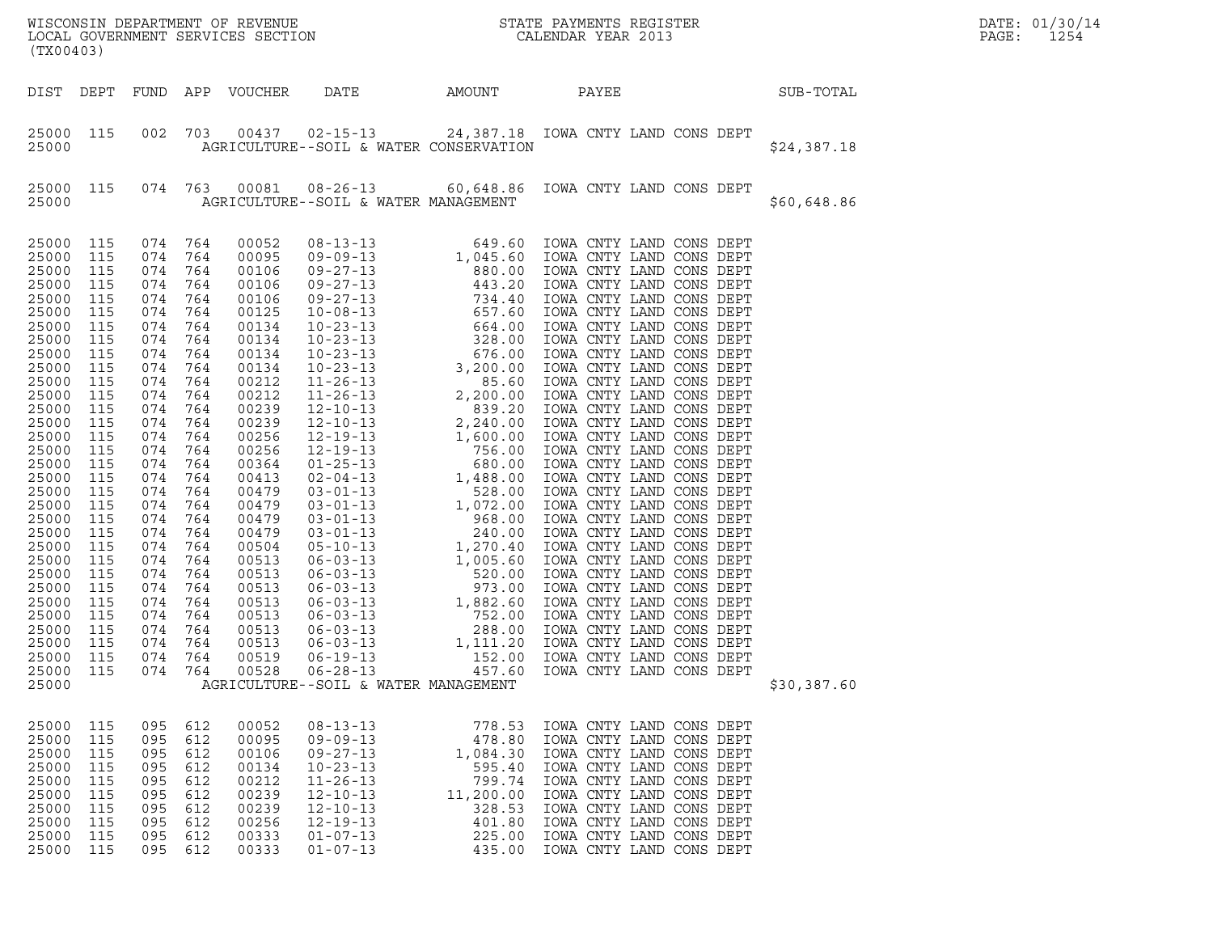WISCONSIN DEPARTMENT OF REVENUE
LOCAL GOVERNMENT SERVICES SECTION
(TX00403)

STATE PAYMENTS REGISTER
CALENDAR YEAR 2013

DATE: 01/30/14
PAGE: 1254

| DIST | DEPT | FUND | APP | VOUCHER | DATE | AMOUNT | PAYEE | SUB-TOTAL |
|---|---|---|---|---|---|---|---|---|
| 25000 | 115 | 002 | 703 | 00437 | 02-15-13 | 24,387.18 | IOWA CNTY LAND CONS DEPT | |
| 25000 | | | | | AGRICULTURE--SOIL & WATER CONSERVATION | | | $24,387.18 |
| 25000 | 115 | 074 | 763 | 00081 | 08-26-13 | 60,648.86 | IOWA CNTY LAND CONS DEPT | |
| 25000 | | | | | AGRICULTURE--SOIL & WATER MANAGEMENT | | | $60,648.86 |
| 25000 | 115 | 074 | 764 | 00052 | 08-13-13 | 649.60 | IOWA CNTY LAND CONS DEPT | |
| 25000 | 115 | 074 | 764 | 00095 | 09-09-13 | 1,045.60 | IOWA CNTY LAND CONS DEPT | |
| 25000 | 115 | 074 | 764 | 00106 | 09-27-13 | 880.00 | IOWA CNTY LAND CONS DEPT | |
| 25000 | 115 | 074 | 764 | 00106 | 09-27-13 | 443.20 | IOWA CNTY LAND CONS DEPT | |
| 25000 | 115 | 074 | 764 | 00106 | 09-27-13 | 734.40 | IOWA CNTY LAND CONS DEPT | |
| 25000 | 115 | 074 | 764 | 00125 | 10-08-13 | 657.60 | IOWA CNTY LAND CONS DEPT | |
| 25000 | 115 | 074 | 764 | 00134 | 10-23-13 | 664.00 | IOWA CNTY LAND CONS DEPT | |
| 25000 | 115 | 074 | 764 | 00134 | 10-23-13 | 328.00 | IOWA CNTY LAND CONS DEPT | |
| 25000 | 115 | 074 | 764 | 00134 | 10-23-13 | 676.00 | IOWA CNTY LAND CONS DEPT | |
| 25000 | 115 | 074 | 764 | 00134 | 10-23-13 | 3,200.00 | IOWA CNTY LAND CONS DEPT | |
| 25000 | 115 | 074 | 764 | 00212 | 11-26-13 | 85.60 | IOWA CNTY LAND CONS DEPT | |
| 25000 | 115 | 074 | 764 | 00212 | 11-26-13 | 2,200.00 | IOWA CNTY LAND CONS DEPT | |
| 25000 | 115 | 074 | 764 | 00239 | 12-10-13 | 839.20 | IOWA CNTY LAND CONS DEPT | |
| 25000 | 115 | 074 | 764 | 00239 | 12-10-13 | 2,240.00 | IOWA CNTY LAND CONS DEPT | |
| 25000 | 115 | 074 | 764 | 00256 | 12-19-13 | 1,600.00 | IOWA CNTY LAND CONS DEPT | |
| 25000 | 115 | 074 | 764 | 00256 | 12-19-13 | 756.00 | IOWA CNTY LAND CONS DEPT | |
| 25000 | 115 | 074 | 764 | 00364 | 01-25-13 | 680.00 | IOWA CNTY LAND CONS DEPT | |
| 25000 | 115 | 074 | 764 | 00413 | 02-04-13 | 1,488.00 | IOWA CNTY LAND CONS DEPT | |
| 25000 | 115 | 074 | 764 | 00479 | 03-01-13 | 528.00 | IOWA CNTY LAND CONS DEPT | |
| 25000 | 115 | 074 | 764 | 00479 | 03-01-13 | 1,072.00 | IOWA CNTY LAND CONS DEPT | |
| 25000 | 115 | 074 | 764 | 00479 | 03-01-13 | 968.00 | IOWA CNTY LAND CONS DEPT | |
| 25000 | 115 | 074 | 764 | 00479 | 03-01-13 | 240.00 | IOWA CNTY LAND CONS DEPT | |
| 25000 | 115 | 074 | 764 | 00504 | 05-10-13 | 1,270.40 | IOWA CNTY LAND CONS DEPT | |
| 25000 | 115 | 074 | 764 | 00513 | 06-03-13 | 1,005.60 | IOWA CNTY LAND CONS DEPT | |
| 25000 | 115 | 074 | 764 | 00513 | 06-03-13 | 520.00 | IOWA CNTY LAND CONS DEPT | |
| 25000 | 115 | 074 | 764 | 00513 | 06-03-13 | 973.00 | IOWA CNTY LAND CONS DEPT | |
| 25000 | 115 | 074 | 764 | 00513 | 06-03-13 | 1,882.60 | IOWA CNTY LAND CONS DEPT | |
| 25000 | 115 | 074 | 764 | 00513 | 06-03-13 | 752.00 | IOWA CNTY LAND CONS DEPT | |
| 25000 | 115 | 074 | 764 | 00513 | 06-03-13 | 288.00 | IOWA CNTY LAND CONS DEPT | |
| 25000 | 115 | 074 | 764 | 00513 | 06-03-13 | 1,111.20 | IOWA CNTY LAND CONS DEPT | |
| 25000 | 115 | 074 | 764 | 00519 | 06-19-13 | 152.00 | IOWA CNTY LAND CONS DEPT | |
| 25000 | 115 | 074 | 764 | 00528 | 06-28-13 | 457.60 | IOWA CNTY LAND CONS DEPT | |
| 25000 | | | | | AGRICULTURE--SOIL & WATER MANAGEMENT | | | $30,387.60 |
| 25000 | 115 | 095 | 612 | 00052 | 08-13-13 | 778.53 | IOWA CNTY LAND CONS DEPT | |
| 25000 | 115 | 095 | 612 | 00095 | 09-09-13 | 478.80 | IOWA CNTY LAND CONS DEPT | |
| 25000 | 115 | 095 | 612 | 00106 | 09-27-13 | 1,084.30 | IOWA CNTY LAND CONS DEPT | |
| 25000 | 115 | 095 | 612 | 00134 | 10-23-13 | 595.40 | IOWA CNTY LAND CONS DEPT | |
| 25000 | 115 | 095 | 612 | 00212 | 11-26-13 | 799.74 | IOWA CNTY LAND CONS DEPT | |
| 25000 | 115 | 095 | 612 | 00239 | 12-10-13 | 11,200.00 | IOWA CNTY LAND CONS DEPT | |
| 25000 | 115 | 095 | 612 | 00239 | 12-10-13 | 328.53 | IOWA CNTY LAND CONS DEPT | |
| 25000 | 115 | 095 | 612 | 00256 | 12-19-13 | 401.80 | IOWA CNTY LAND CONS DEPT | |
| 25000 | 115 | 095 | 612 | 00333 | 01-07-13 | 225.00 | IOWA CNTY LAND CONS DEPT | |
| 25000 | 115 | 095 | 612 | 00333 | 01-07-13 | 435.00 | IOWA CNTY LAND CONS DEPT | |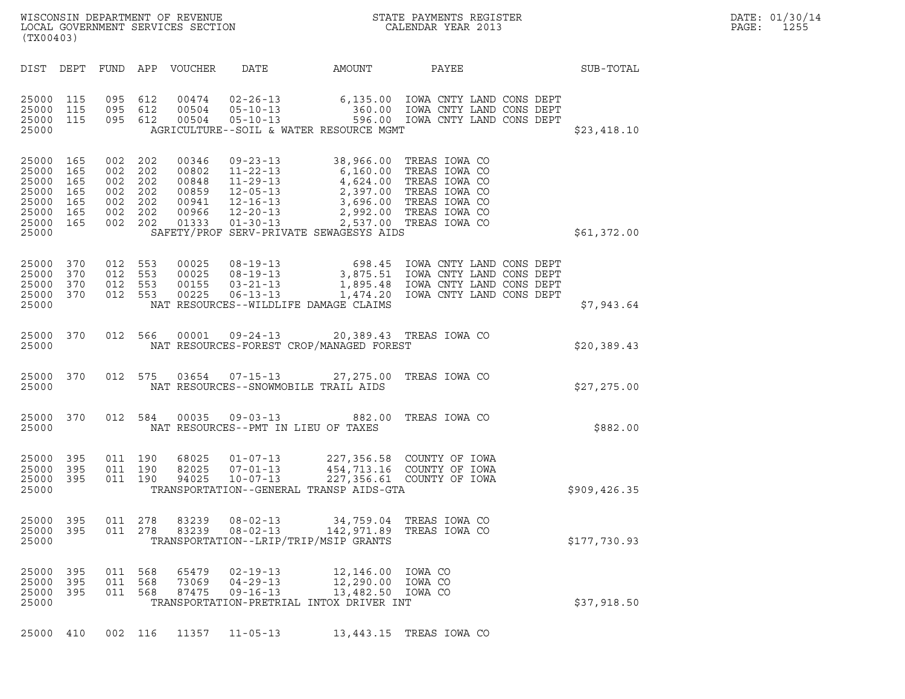WISCONSIN DEPARTMENT OF REVENUE
LOCAL GOVERNMENT SERVICES SECTION
(TX00403)

STATE PAYMENTS REGISTER
CALENDAR YEAR 2013

DATE: 01/30/14

| DIST | DEPT | FUND | APP | VOUCHER | DATE | AMOUNT | PAYEE | SUB-TOTAL |
|---|---|---|---|---|---|---|---|---|
| 25000 | 115 | 095 | 612 | 00474 | 02-26-13 | 6,135.00 | IOWA CNTY LAND CONS DEPT | |
| 25000 | 115 | 095 | 612 | 00504 | 05-10-13 | 360.00 | IOWA CNTY LAND CONS DEPT | |
| 25000 | 115 | 095 | 612 | 00504 | 05-10-13 | 596.00 | IOWA CNTY LAND CONS DEPT | |
| 25000 | | | | | AGRICULTURE--SOIL & WATER RESOURCE MGMT | | | $23,418.10 |
| 25000 | 165 | 002 | 202 | 00346 | 09-23-13 | 38,966.00 | TREAS IOWA CO | |
| 25000 | 165 | 002 | 202 | 00802 | 11-22-13 | 6,160.00 | TREAS IOWA CO | |
| 25000 | 165 | 002 | 202 | 00848 | 11-29-13 | 4,624.00 | TREAS IOWA CO | |
| 25000 | 165 | 002 | 202 | 00859 | 12-05-13 | 2,397.00 | TREAS IOWA CO | |
| 25000 | 165 | 002 | 202 | 00941 | 12-16-13 | 3,696.00 | TREAS IOWA CO | |
| 25000 | 165 | 002 | 202 | 00966 | 12-20-13 | 2,992.00 | TREAS IOWA CO | |
| 25000 | 165 | 002 | 202 | 01333 | 01-30-13 | 2,537.00 | TREAS IOWA CO | |
| 25000 | | | | | SAFETY/PROF SERV-PRIVATE SEWAGESYS AIDS | | | $61,372.00 |
| 25000 | 370 | 012 | 553 | 00025 | 08-19-13 | 698.45 | IOWA CNTY LAND CONS DEPT | |
| 25000 | 370 | 012 | 553 | 00025 | 08-19-13 | 3,875.51 | IOWA CNTY LAND CONS DEPT | |
| 25000 | 370 | 012 | 553 | 00155 | 03-21-13 | 1,895.48 | IOWA CNTY LAND CONS DEPT | |
| 25000 | 370 | 012 | 553 | 00225 | 06-13-13 | 1,474.20 | IOWA CNTY LAND CONS DEPT | |
| 25000 | | | | | NAT RESOURCES--WILDLIFE DAMAGE CLAIMS | | | $7,943.64 |
| 25000 | 370 | 012 | 566 | 00001 | 09-24-13 | 20,389.43 | TREAS IOWA CO | |
| 25000 | | | | | NAT RESOURCES-FOREST CROP/MANAGED FOREST | | | $20,389.43 |
| 25000 | 370 | 012 | 575 | 03654 | 07-15-13 | 27,275.00 | TREAS IOWA CO | |
| 25000 | | | | | NAT RESOURCES--SNOWMOBILE TRAIL AIDS | | | $27,275.00 |
| 25000 | 370 | 012 | 584 | 00035 | 09-03-13 | 882.00 | TREAS IOWA CO | |
| 25000 | | | | | NAT RESOURCES--PMT IN LIEU OF TAXES | | | $882.00 |
| 25000 | 395 | 011 | 190 | 68025 | 01-07-13 | 227,356.58 | COUNTY OF IOWA | |
| 25000 | 395 | 011 | 190 | 82025 | 07-01-13 | 454,713.16 | COUNTY OF IOWA | |
| 25000 | 395 | 011 | 190 | 94025 | 10-07-13 | 227,356.61 | COUNTY OF IOWA | |
| 25000 | | | | | TRANSPORTATION--GENERAL TRANSP AIDS-GTA | | | $909,426.35 |
| 25000 | 395 | 011 | 278 | 83239 | 08-02-13 | 34,759.04 | TREAS IOWA CO | |
| 25000 | 395 | 011 | 278 | 83239 | 08-02-13 | 142,971.89 | TREAS IOWA CO | |
| 25000 | | | | | TRANSPORTATION--LRIP/TRIP/MSIP GRANTS | | | $177,730.93 |
| 25000 | 395 | 011 | 568 | 65479 | 02-19-13 | 12,146.00 | IOWA CO | |
| 25000 | 395 | 011 | 568 | 73069 | 04-29-13 | 12,290.00 | IOWA CO | |
| 25000 | 395 | 011 | 568 | 87475 | 09-16-13 | 13,482.50 | IOWA CO | |
| 25000 | | | | | TRANSPORTATION-PRETRIAL INTOX DRIVER INT | | | $37,918.50 |
| 25000 | 410 | 002 | 116 | 11357 | 11-05-13 | 13,443.15 | TREAS IOWA CO | |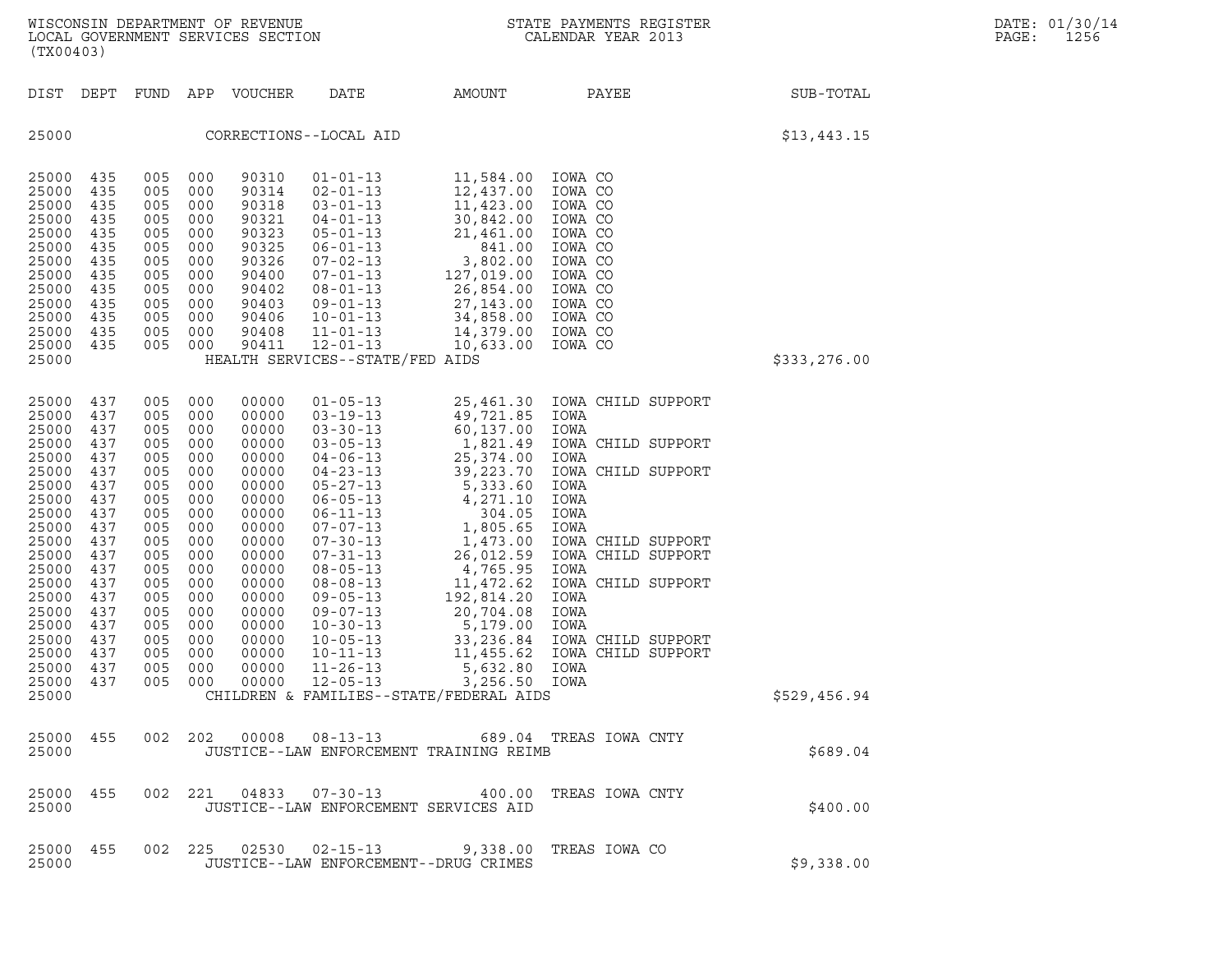| DIST | DEPT | FUND | APP | VOUCHER | DATE | AMOUNT | PAYEE | SUB-TOTAL |
|---|---|---|---|---|---|---|---|---|
| 25000 | | | | | CORRECTIONS--LOCAL AID | | | $13,443.15 |
| 25000 | 435 | 005 | 000 | 90310 | 01-01-13 | 11,584.00 | IOWA CO | |
| 25000 | 435 | 005 | 000 | 90314 | 02-01-13 | 12,437.00 | IOWA CO | |
| 25000 | 435 | 005 | 000 | 90318 | 03-01-13 | 11,423.00 | IOWA CO | |
| 25000 | 435 | 005 | 000 | 90321 | 04-01-13 | 30,842.00 | IOWA CO | |
| 25000 | 435 | 005 | 000 | 90323 | 05-01-13 | 21,461.00 | IOWA CO | |
| 25000 | 435 | 005 | 000 | 90325 | 06-01-13 | 841.00 | IOWA CO | |
| 25000 | 435 | 005 | 000 | 90326 | 07-02-13 | 3,802.00 | IOWA CO | |
| 25000 | 435 | 005 | 000 | 90400 | 07-01-13 | 127,019.00 | IOWA CO | |
| 25000 | 435 | 005 | 000 | 90402 | 08-01-13 | 26,854.00 | IOWA CO | |
| 25000 | 435 | 005 | 000 | 90403 | 09-01-13 | 27,143.00 | IOWA CO | |
| 25000 | 435 | 005 | 000 | 90406 | 10-01-13 | 34,858.00 | IOWA CO | |
| 25000 | 435 | 005 | 000 | 90408 | 11-01-13 | 14,379.00 | IOWA CO | |
| 25000 | 435 | 005 | 000 | 90411 | 12-01-13 | 10,633.00 | IOWA CO | |
| 25000 | | | | | HEALTH SERVICES--STATE/FED AIDS | | | $333,276.00 |
| 25000 | 437 | 005 | 000 | 00000 | 01-05-13 | 25,461.30 | IOWA CHILD SUPPORT | |
| 25000 | 437 | 005 | 000 | 00000 | 03-19-13 | 49,721.85 | IOWA | |
| 25000 | 437 | 005 | 000 | 00000 | 03-30-13 | 60,137.00 | IOWA | |
| 25000 | 437 | 005 | 000 | 00000 | 03-05-13 | 1,821.49 | IOWA CHILD SUPPORT | |
| 25000 | 437 | 005 | 000 | 00000 | 04-06-13 | 25,374.00 | IOWA | |
| 25000 | 437 | 005 | 000 | 00000 | 04-23-13 | 39,223.70 | IOWA CHILD SUPPORT | |
| 25000 | 437 | 005 | 000 | 00000 | 05-27-13 | 5,333.60 | IOWA | |
| 25000 | 437 | 005 | 000 | 00000 | 06-05-13 | 4,271.10 | IOWA | |
| 25000 | 437 | 005 | 000 | 00000 | 06-11-13 | 304.05 | IOWA | |
| 25000 | 437 | 005 | 000 | 00000 | 07-07-13 | 1,805.65 | IOWA | |
| 25000 | 437 | 005 | 000 | 00000 | 07-30-13 | 1,473.00 | IOWA CHILD SUPPORT | |
| 25000 | 437 | 005 | 000 | 00000 | 07-31-13 | 26,012.59 | IOWA CHILD SUPPORT | |
| 25000 | 437 | 005 | 000 | 00000 | 08-05-13 | 4,765.95 | IOWA | |
| 25000 | 437 | 005 | 000 | 00000 | 08-08-13 | 11,472.62 | IOWA CHILD SUPPORT | |
| 25000 | 437 | 005 | 000 | 00000 | 09-05-13 | 192,814.20 | IOWA | |
| 25000 | 437 | 005 | 000 | 00000 | 09-07-13 | 20,704.08 | IOWA | |
| 25000 | 437 | 005 | 000 | 00000 | 10-30-13 | 5,179.00 | IOWA | |
| 25000 | 437 | 005 | 000 | 00000 | 10-05-13 | 33,236.84 | IOWA CHILD SUPPORT | |
| 25000 | 437 | 005 | 000 | 00000 | 10-11-13 | 11,455.62 | IOWA CHILD SUPPORT | |
| 25000 | 437 | 005 | 000 | 00000 | 11-26-13 | 5,632.80 | IOWA | |
| 25000 | 437 | 005 | 000 | 00000 | 12-05-13 | 3,256.50 | IOWA | |
| 25000 | | | | | CHILDREN & FAMILIES--STATE/FEDERAL AIDS | | | $529,456.94 |
| 25000 | 455 | 002 | 202 | 00008 | 08-13-13 | 689.04 | TREAS IOWA CNTY | |
| 25000 | | | | | JUSTICE--LAW ENFORCEMENT TRAINING REIMB | | | $689.04 |
| 25000 | 455 | 002 | 221 | 04833 | 07-30-13 | 400.00 | TREAS IOWA CNTY | |
| 25000 | | | | | JUSTICE--LAW ENFORCEMENT SERVICES AID | | | $400.00 |
| 25000 | 455 | 002 | 225 | 02530 | 02-15-13 | 9,338.00 | TREAS IOWA CO | |
| 25000 | | | | | JUSTICE--LAW ENFORCEMENT--DRUG CRIMES | | | $9,338.00 |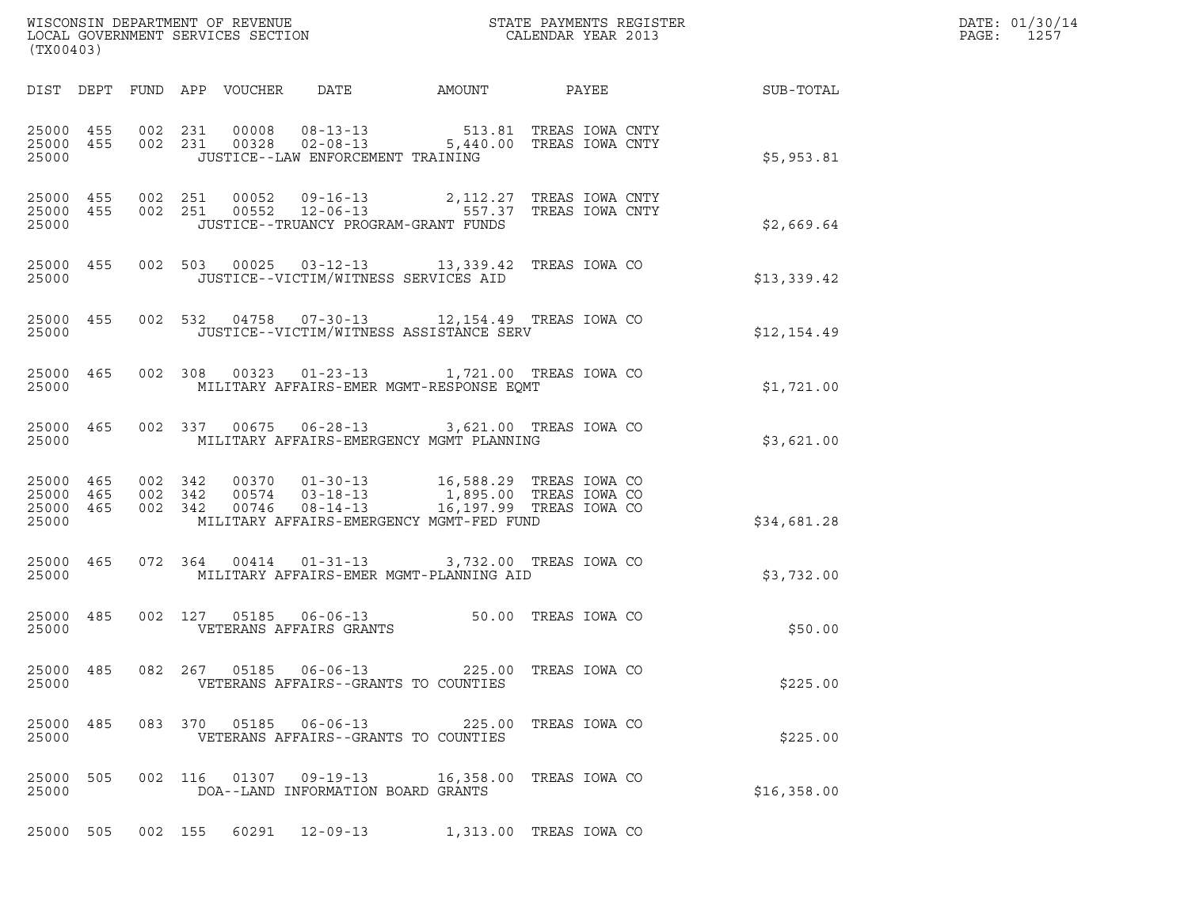WISCONSIN DEPARTMENT OF REVENUE
LOCAL GOVERNMENT SERVICES SECTION
(TX00403)

STATE PAYMENTS REGISTER
CALENDAR YEAR 2013

DATE: 01/30/14
PAGE: 1257

| DIST | DEPT | FUND | APP | VOUCHER | DATE | AMOUNT | PAYEE | SUB-TOTAL |
|---|---|---|---|---|---|---|---|---|
| 25000 | 455 | 002 | 231 | 00008 | 08-13-13 | 513.81 | TREAS IOWA CNTY | |
| 25000 | 455 | 002 | 231 | 00328 | 02-08-13 | 5,440.00 | TREAS IOWA CNTY | |
| 25000 | | | | JUSTICE--LAW ENFORCEMENT TRAINING | | | | $5,953.81 |
| 25000 | 455 | 002 | 251 | 00052 | 09-16-13 | 2,112.27 | TREAS IOWA CNTY | |
| 25000 | 455 | 002 | 251 | 00552 | 12-06-13 | 557.37 | TREAS IOWA CNTY | |
| 25000 | | | | JUSTICE--TRUANCY PROGRAM-GRANT FUNDS | | | | $2,669.64 |
| 25000 | 455 | 002 | 503 | 00025 | 03-12-13 | 13,339.42 | TREAS IOWA CO | |
| 25000 | | | | JUSTICE--VICTIM/WITNESS SERVICES AID | | | | $13,339.42 |
| 25000 | 455 | 002 | 532 | 04758 | 07-30-13 | 12,154.49 | TREAS IOWA CO | |
| 25000 | | | | JUSTICE--VICTIM/WITNESS ASSISTANCE SERV | | | | $12,154.49 |
| 25000 | 465 | 002 | 308 | 00323 | 01-23-13 | 1,721.00 | TREAS IOWA CO | |
| 25000 | | | | MILITARY AFFAIRS-EMER MGMT-RESPONSE EQMT | | | | $1,721.00 |
| 25000 | 465 | 002 | 337 | 00675 | 06-28-13 | 3,621.00 | TREAS IOWA CO | |
| 25000 | | | | MILITARY AFFAIRS-EMERGENCY MGMT PLANNING | | | | $3,621.00 |
| 25000 | 465 | 002 | 342 | 00370 | 01-30-13 | 16,588.29 | TREAS IOWA CO | |
| 25000 | 465 | 002 | 342 | 00574 | 03-18-13 | 1,895.00 | TREAS IOWA CO | |
| 25000 | 465 | 002 | 342 | 00746 | 08-14-13 | 16,197.99 | TREAS IOWA CO | |
| 25000 | | | | MILITARY AFFAIRS-EMERGENCY MGMT-FED FUND | | | | $34,681.28 |
| 25000 | 465 | 072 | 364 | 00414 | 01-31-13 | 3,732.00 | TREAS IOWA CO | |
| 25000 | | | | MILITARY AFFAIRS-EMER MGMT-PLANNING AID | | | | $3,732.00 |
| 25000 | 485 | 002 | 127 | 05185 | 06-06-13 | 50.00 | TREAS IOWA CO | |
| 25000 | | | | VETERANS AFFAIRS GRANTS | | | | $50.00 |
| 25000 | 485 | 082 | 267 | 05185 | 06-06-13 | 225.00 | TREAS IOWA CO | |
| 25000 | | | | VETERANS AFFAIRS--GRANTS TO COUNTIES | | | | $225.00 |
| 25000 | 485 | 083 | 370 | 05185 | 06-06-13 | 225.00 | TREAS IOWA CO | |
| 25000 | | | | VETERANS AFFAIRS--GRANTS TO COUNTIES | | | | $225.00 |
| 25000 | 505 | 002 | 116 | 01307 | 09-19-13 | 16,358.00 | TREAS IOWA CO | |
| 25000 | | | | DOA--LAND INFORMATION BOARD GRANTS | | | | $16,358.00 |
| 25000 | 505 | 002 | 155 | 60291 | 12-09-13 | 1,313.00 | TREAS IOWA CO | |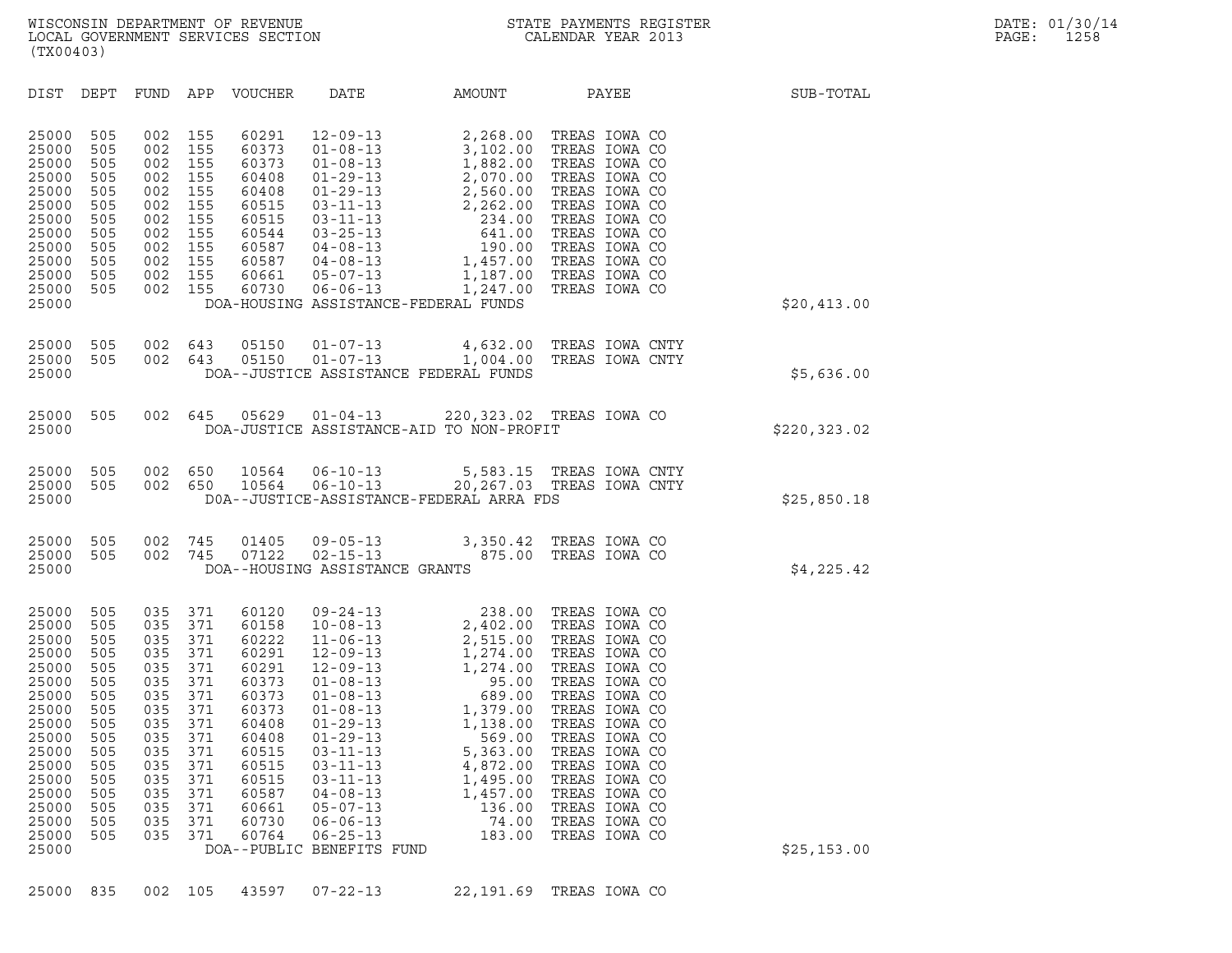WISCONSIN DEPARTMENT OF REVENUE
LOCAL GOVERNMENT SERVICES SECTION
(TX00403)

STATE PAYMENTS REGISTER
CALENDAR YEAR 2013

DATE: 01/30/14
PAGE: 1258

| DIST | DEPT | FUND | APP | VOUCHER | DATE | AMOUNT | PAYEE | SUB-TOTAL |
|---|---|---|---|---|---|---|---|---|
| 25000 | 505 | 002 | 155 | 60291 | 12-09-13 | 2,268.00 | TREAS IOWA CO | |
| 25000 | 505 | 002 | 155 | 60373 | 01-08-13 | 3,102.00 | TREAS IOWA CO | |
| 25000 | 505 | 002 | 155 | 60373 | 01-08-13 | 1,882.00 | TREAS IOWA CO | |
| 25000 | 505 | 002 | 155 | 60408 | 01-29-13 | 2,070.00 | TREAS IOWA CO | |
| 25000 | 505 | 002 | 155 | 60408 | 01-29-13 | 2,560.00 | TREAS IOWA CO | |
| 25000 | 505 | 002 | 155 | 60515 | 03-11-13 | 2,262.00 | TREAS IOWA CO | |
| 25000 | 505 | 002 | 155 | 60515 | 03-11-13 | 234.00 | TREAS IOWA CO | |
| 25000 | 505 | 002 | 155 | 60544 | 03-25-13 | 641.00 | TREAS IOWA CO | |
| 25000 | 505 | 002 | 155 | 60587 | 04-08-13 | 190.00 | TREAS IOWA CO | |
| 25000 | 505 | 002 | 155 | 60587 | 04-08-13 | 1,457.00 | TREAS IOWA CO | |
| 25000 | 505 | 002 | 155 | 60661 | 05-07-13 | 1,187.00 | TREAS IOWA CO | |
| 25000 | 505 | 002 | 155 | 60730 | 06-06-13 | 1,247.00 | TREAS IOWA CO | |
| 25000 | | | | DOA-HOUSING ASSISTANCE-FEDERAL FUNDS | | | | $20,413.00 |
| 25000 | 505 | 002 | 643 | 05150 | 01-07-13 | 4,632.00 | TREAS IOWA CNTY | |
| 25000 | 505 | 002 | 643 | 05150 | 01-07-13 | 1,004.00 | TREAS IOWA CNTY | |
| 25000 | | | | DOA--JUSTICE ASSISTANCE FEDERAL FUNDS | | | | $5,636.00 |
| 25000 | 505 | 002 | 645 | 05629 | 01-04-13 | 220,323.02 | TREAS IOWA CO | |
| 25000 | | | | DOA-JUSTICE ASSISTANCE-AID TO NON-PROFIT | | | | $220,323.02 |
| 25000 | 505 | 002 | 650 | 10564 | 06-10-13 | 5,583.15 | TREAS IOWA CNTY | |
| 25000 | 505 | 002 | 650 | 10564 | 06-10-13 | 20,267.03 | TREAS IOWA CNTY | |
| 25000 | | | | D0A--JUSTICE-ASSISTANCE-FEDERAL ARRA FDS | | | | $25,850.18 |
| 25000 | 505 | 002 | 745 | 01405 | 09-05-13 | 3,350.42 | TREAS IOWA CO | |
| 25000 | 505 | 002 | 745 | 07122 | 02-15-13 | 875.00 | TREAS IOWA CO | |
| 25000 | | | | DOA--HOUSING ASSISTANCE GRANTS | | | | $4,225.42 |
| 25000 | 505 | 035 | 371 | 60120 | 09-24-13 | 238.00 | TREAS IOWA CO | |
| 25000 | 505 | 035 | 371 | 60158 | 10-08-13 | 2,402.00 | TREAS IOWA CO | |
| 25000 | 505 | 035 | 371 | 60222 | 11-06-13 | 2,515.00 | TREAS IOWA CO | |
| 25000 | 505 | 035 | 371 | 60291 | 12-09-13 | 1,274.00 | TREAS IOWA CO | |
| 25000 | 505 | 035 | 371 | 60291 | 12-09-13 | 1,274.00 | TREAS IOWA CO | |
| 25000 | 505 | 035 | 371 | 60373 | 01-08-13 | 95.00 | TREAS IOWA CO | |
| 25000 | 505 | 035 | 371 | 60373 | 01-08-13 | 689.00 | TREAS IOWA CO | |
| 25000 | 505 | 035 | 371 | 60373 | 01-08-13 | 1,379.00 | TREAS IOWA CO | |
| 25000 | 505 | 035 | 371 | 60408 | 01-29-13 | 1,138.00 | TREAS IOWA CO | |
| 25000 | 505 | 035 | 371 | 60408 | 01-29-13 | 569.00 | TREAS IOWA CO | |
| 25000 | 505 | 035 | 371 | 60515 | 03-11-13 | 5,363.00 | TREAS IOWA CO | |
| 25000 | 505 | 035 | 371 | 60515 | 03-11-13 | 4,872.00 | TREAS IOWA CO | |
| 25000 | 505 | 035 | 371 | 60515 | 03-11-13 | 1,495.00 | TREAS IOWA CO | |
| 25000 | 505 | 035 | 371 | 60587 | 04-08-13 | 1,457.00 | TREAS IOWA CO | |
| 25000 | 505 | 035 | 371 | 60661 | 05-07-13 | 136.00 | TREAS IOWA CO | |
| 25000 | 505 | 035 | 371 | 60730 | 06-06-13 | 74.00 | TREAS IOWA CO | |
| 25000 | 505 | 035 | 371 | 60764 | 06-25-13 | 183.00 | TREAS IOWA CO | |
| 25000 | | | | DOA--PUBLIC BENEFITS FUND | | | | $25,153.00 |
| 25000 | 835 | 002 | 105 | 43597 | 07-22-13 | 22,191.69 | TREAS IOWA CO | |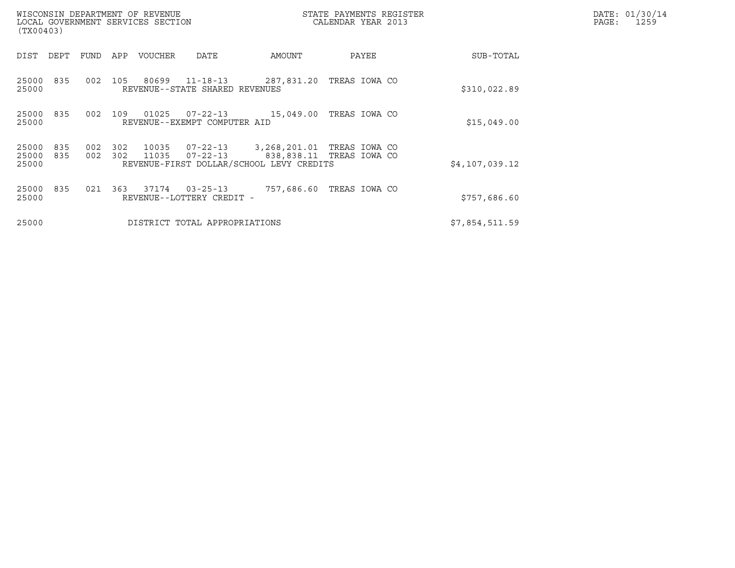WISCONSIN DEPARTMENT OF REVENUE
LOCAL GOVERNMENT SERVICES SECTION
(TX00403)

STATE PAYMENTS REGISTER
CALENDAR YEAR 2013

DATE: 01/30/14
PAGE: 1259

| DIST | DEPT | FUND | APP | VOUCHER | DATE | AMOUNT | PAYEE | SUB-TOTAL |
|---|---|---|---|---|---|---|---|---|
| 25000 | 835 | 002 | 105 | 80699 | 11-18-13 | 287,831.20 | TREAS IOWA CO | |
| 25000 | | | | REVENUE--STATE SHARED REVENUES | | | | $310,022.89 |
| 25000 | 835 | 002 | 109 | 01025 | 07-22-13 | 15,049.00 | TREAS IOWA CO | |
| 25000 | | | | REVENUE--EXEMPT COMPUTER AID | | | | $15,049.00 |
| 25000 | 835 | 002 | 302 | 10035 | 07-22-13 | 3,268,201.01 | TREAS IOWA CO | |
| 25000 | 835 | 002 | 302 | 11035 | 07-22-13 | 838,838.11 | TREAS IOWA CO | |
| 25000 | | | | REVENUE-FIRST DOLLAR/SCHOOL LEVY CREDITS | | | | $4,107,039.12 |
| 25000 | 835 | 021 | 363 | 37174 | 03-25-13 | 757,686.60 | TREAS IOWA CO | |
| 25000 | | | | REVENUE--LOTTERY CREDIT - | | | | $757,686.60 |
| 25000 | | | | DISTRICT TOTAL APPROPRIATIONS | | | | $7,854,511.59 |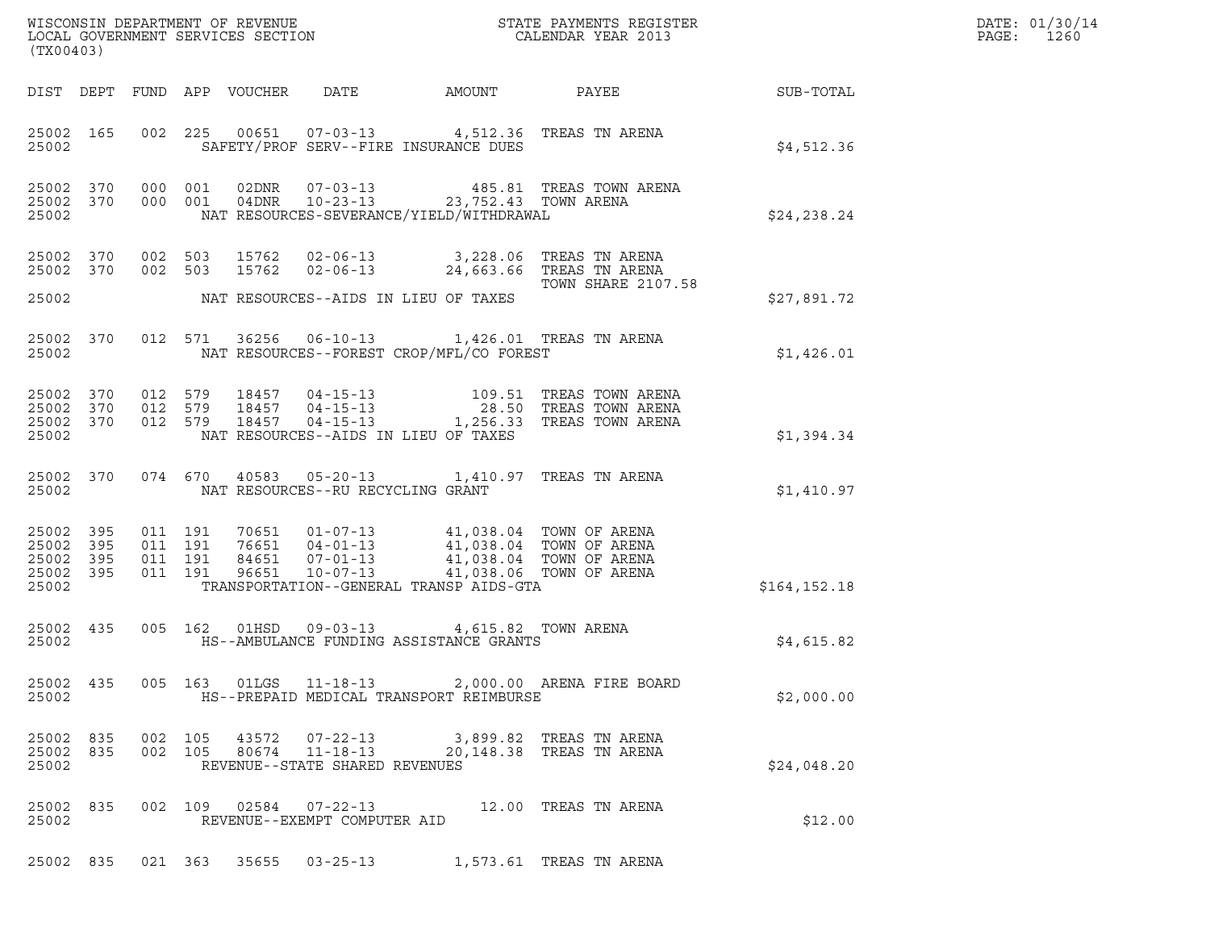WISCONSIN DEPARTMENT OF REVENUE
LOCAL GOVERNMENT SERVICES SECTION
(TX00403)

STATE PAYMENTS REGISTER
CALENDAR YEAR 2013

DATE: 01/30/14
PAGE: 1260

| DIST | DEPT | FUND | APP | VOUCHER | DATE | AMOUNT | PAYEE | SUB-TOTAL |
|---|---|---|---|---|---|---|---|---|
| 25002 | 165 | 002 | 225 | 00651 | 07-03-13 | 4,512.36 | TREAS TN ARENA | |
| 25002 | | | | | SAFETY/PROF SERV--FIRE INSURANCE DUES | | | $4,512.36 |
| 25002 | 370 | 000 | 001 | 02DNR | 07-03-13 | 485.81 | TREAS TOWN ARENA | |
| 25002 | 370 | 000 | 001 | 04DNR | 10-23-13 | 23,752.43 | TOWN ARENA | |
| 25002 | | | | | NAT RESOURCES-SEVERANCE/YIELD/WITHDRAWAL | | | $24,238.24 |
| 25002 | 370 | 002 | 503 | 15762 | 02-06-13 | 3,228.06 | TREAS TN ARENA | |
| 25002 | 370 | 002 | 503 | 15762 | 02-06-13 | 24,663.66 | TREAS TN ARENA TOWN SHARE 2107.58 | |
| 25002 | | | | | NAT RESOURCES--AIDS IN LIEU OF TAXES | | | $27,891.72 |
| 25002 | 370 | 012 | 571 | 36256 | 06-10-13 | 1,426.01 | TREAS TN ARENA | |
| 25002 | | | | | NAT RESOURCES--FOREST CROP/MFL/CO FOREST | | | $1,426.01 |
| 25002 | 370 | 012 | 579 | 18457 | 04-15-13 | 109.51 | TREAS TOWN ARENA | |
| 25002 | 370 | 012 | 579 | 18457 | 04-15-13 | 28.50 | TREAS TOWN ARENA | |
| 25002 | 370 | 012 | 579 | 18457 | 04-15-13 | 1,256.33 | TREAS TOWN ARENA | |
| 25002 | | | | | NAT RESOURCES--AIDS IN LIEU OF TAXES | | | $1,394.34 |
| 25002 | 370 | 074 | 670 | 40583 | 05-20-13 | 1,410.97 | TREAS TN ARENA | |
| 25002 | | | | | NAT RESOURCES--RU RECYCLING GRANT | | | $1,410.97 |
| 25002 | 395 | 011 | 191 | 70651 | 01-07-13 | 41,038.04 | TOWN OF ARENA | |
| 25002 | 395 | 011 | 191 | 76651 | 04-01-13 | 41,038.04 | TOWN OF ARENA | |
| 25002 | 395 | 011 | 191 | 84651 | 07-01-13 | 41,038.04 | TOWN OF ARENA | |
| 25002 | 395 | 011 | 191 | 96651 | 10-07-13 | 41,038.06 | TOWN OF ARENA | |
| 25002 | | | | | TRANSPORTATION--GENERAL TRANSP AIDS-GTA | | | $164,152.18 |
| 25002 | 435 | 005 | 162 | 01HSD | 09-03-13 | 4,615.82 | TOWN ARENA | |
| 25002 | | | | | HS--AMBULANCE FUNDING ASSISTANCE GRANTS | | | $4,615.82 |
| 25002 | 435 | 005 | 163 | 01LGS | 11-18-13 | 2,000.00 | ARENA FIRE BOARD | |
| 25002 | | | | | HS--PREPAID MEDICAL TRANSPORT REIMBURSE | | | $2,000.00 |
| 25002 | 835 | 002 | 105 | 43572 | 07-22-13 | 3,899.82 | TREAS TN ARENA | |
| 25002 | 835 | 002 | 105 | 80674 | 11-18-13 | 20,148.38 | TREAS TN ARENA | |
| 25002 | | | | | REVENUE--STATE SHARED REVENUES | | | $24,048.20 |
| 25002 | 835 | 002 | 109 | 02584 | 07-22-13 | 12.00 | TREAS TN ARENA | |
| 25002 | | | | | REVENUE--EXEMPT COMPUTER AID | | | $12.00 |
| 25002 | 835 | 021 | 363 | 35655 | 03-25-13 | 1,573.61 | TREAS TN ARENA | |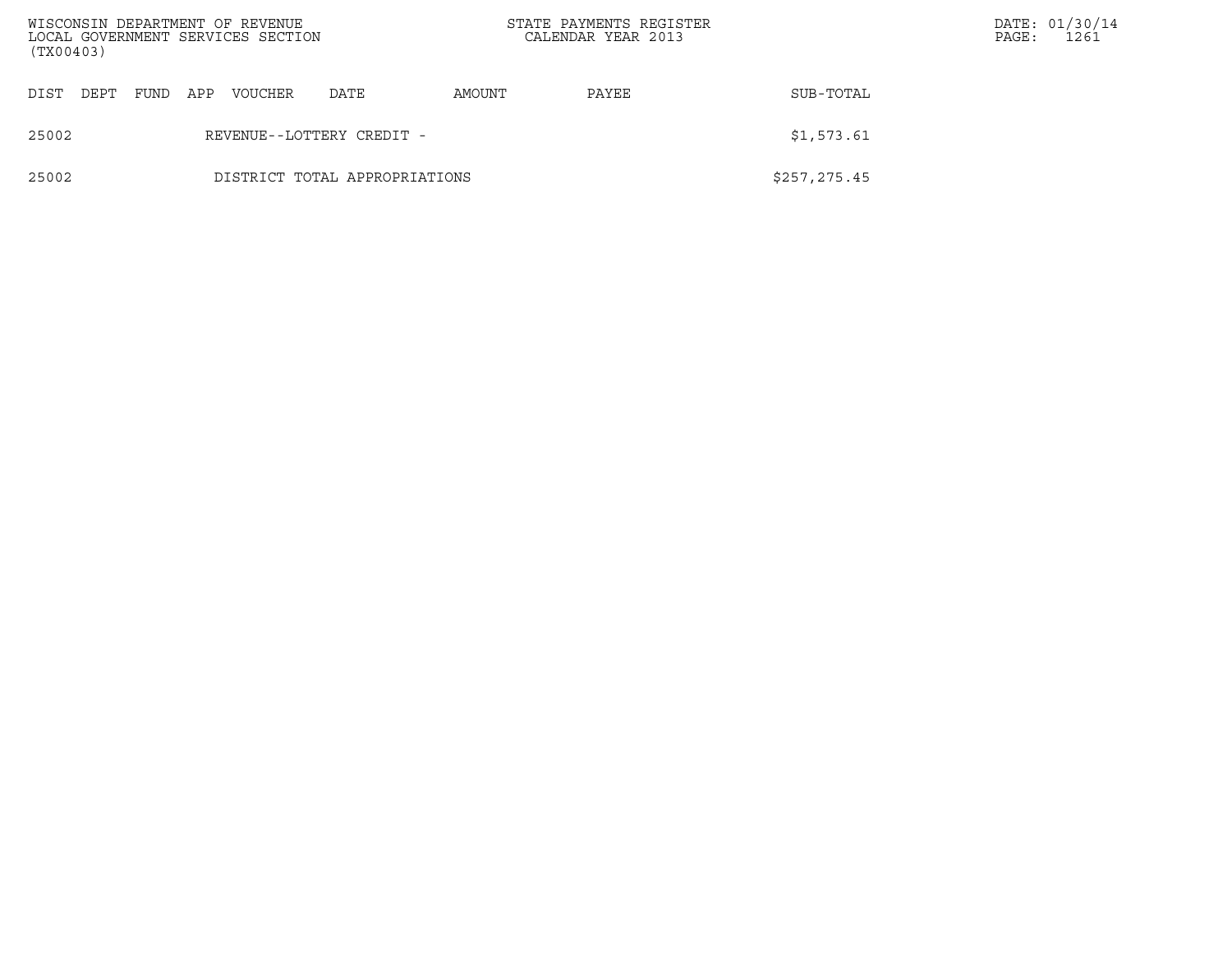| DIST | DEPT | FUND | APP | VOUCHER | DATE | AMOUNT | PAYEE | SUB-TOTAL |
|---|---|---|---|---|---|---|---|---|
| 25002 | | | REVENUE--LOTTERY CREDIT - | | | | | $1,573.61 |
| 25002 | | | DISTRICT TOTAL APPROPRIATIONS | | | | | $257,275.45 |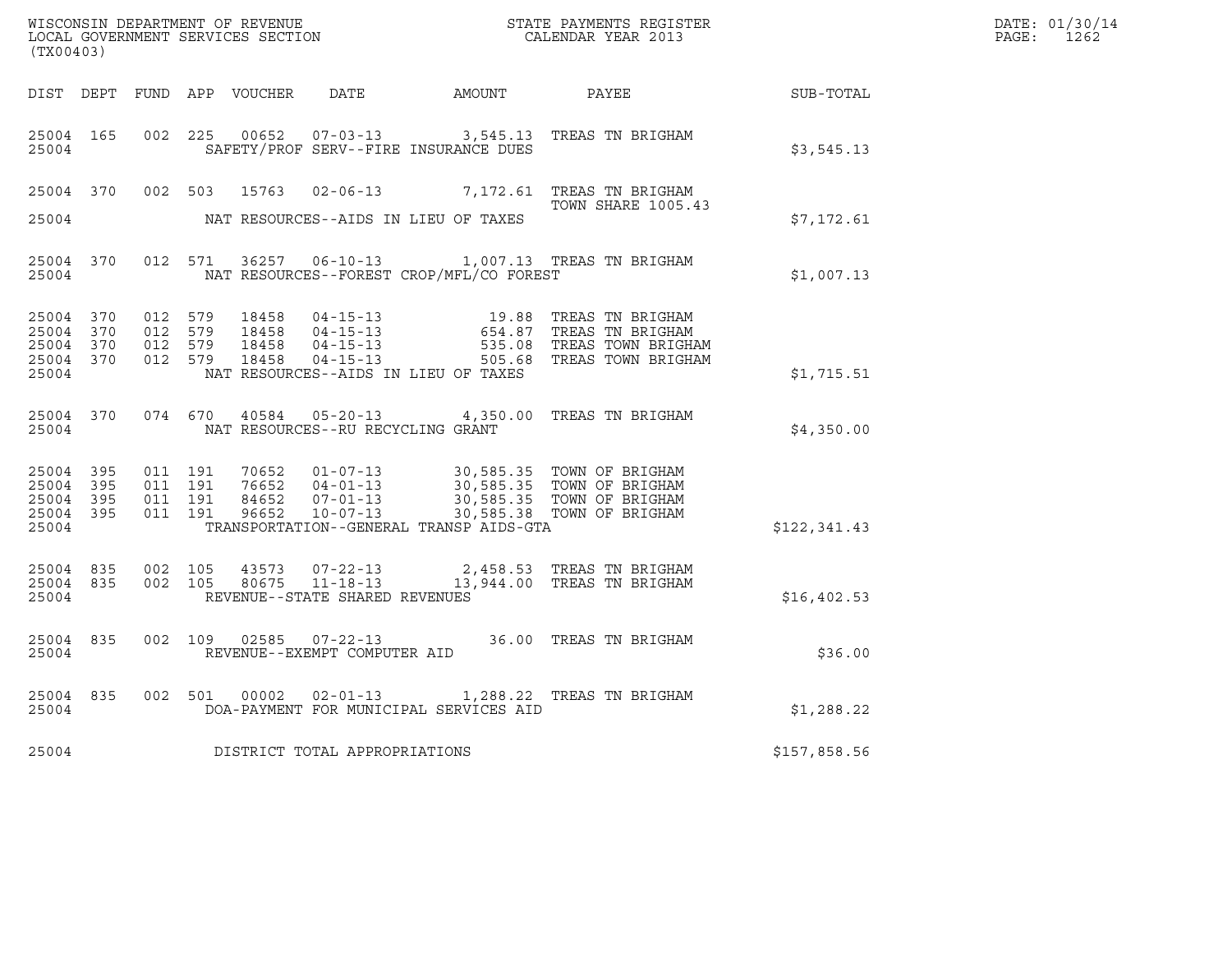WISCONSIN DEPARTMENT OF REVENUE
LOCAL GOVERNMENT SERVICES SECTION
(TX00403)

STATE PAYMENTS REGISTER
CALENDAR YEAR 2013

DATE: 01/30/14

| DIST | DEPT | FUND | APP | VOUCHER | DATE | AMOUNT | PAYEE | SUB-TOTAL |
|---|---|---|---|---|---|---|---|---|
| 25004 | 165 | 002 | 225 | 00652 | 07-03-13 | 3,545.13 | TREAS TN BRIGHAM | |
| 25004 | | | | | SAFETY/PROF SERV--FIRE INSURANCE DUES | | | $3,545.13 |
| 25004 | 370 | 002 | 503 | 15763 | 02-06-13 | 7,172.61 | TREAS TN BRIGHAM TOWN SHARE 1005.43 | |
| 25004 | | | | | NAT RESOURCES--AIDS IN LIEU OF TAXES | | | $7,172.61 |
| 25004 | 370 | 012 | 571 | 36257 | 06-10-13 | 1,007.13 | TREAS TN BRIGHAM | |
| 25004 | | | | | NAT RESOURCES--FOREST CROP/MFL/CO FOREST | | | $1,007.13 |
| 25004 | 370 | 012 | 579 | 18458 | 04-15-13 | 19.88 | TREAS TN BRIGHAM | |
| 25004 | 370 | 012 | 579 | 18458 | 04-15-13 | 654.87 | TREAS TN BRIGHAM | |
| 25004 | 370 | 012 | 579 | 18458 | 04-15-13 | 535.08 | TREAS TOWN BRIGHAM | |
| 25004 | 370 | 012 | 579 | 18458 | 04-15-13 | 505.68 | TREAS TOWN BRIGHAM | |
| 25004 | | | | | NAT RESOURCES--AIDS IN LIEU OF TAXES | | | $1,715.51 |
| 25004 | 370 | 074 | 670 | 40584 | 05-20-13 | 4,350.00 | TREAS TN BRIGHAM | |
| 25004 | | | | | NAT RESOURCES--RU RECYCLING GRANT | | | $4,350.00 |
| 25004 | 395 | 011 | 191 | 70652 | 01-07-13 | 30,585.35 | TOWN OF BRIGHAM | |
| 25004 | 395 | 011 | 191 | 76652 | 04-01-13 | 30,585.35 | TOWN OF BRIGHAM | |
| 25004 | 395 | 011 | 191 | 84652 | 07-01-13 | 30,585.35 | TOWN OF BRIGHAM | |
| 25004 | 395 | 011 | 191 | 96652 | 10-07-13 | 30,585.38 | TOWN OF BRIGHAM | |
| 25004 | | | | | TRANSPORTATION--GENERAL TRANSP AIDS-GTA | | | $122,341.43 |
| 25004 | 835 | 002 | 105 | 43573 | 07-22-13 | 2,458.53 | TREAS TN BRIGHAM | |
| 25004 | 835 | 002 | 105 | 80675 | 11-18-13 | 13,944.00 | TREAS TN BRIGHAM | |
| 25004 | | | | | REVENUE--STATE SHARED REVENUES | | | $16,402.53 |
| 25004 | 835 | 002 | 109 | 02585 | 07-22-13 | 36.00 | TREAS TN BRIGHAM | |
| 25004 | | | | | REVENUE--EXEMPT COMPUTER AID | | | $36.00 |
| 25004 | 835 | 002 | 501 | 00002 | 02-01-13 | 1,288.22 | TREAS TN BRIGHAM | |
| 25004 | | | | | DOA-PAYMENT FOR MUNICIPAL SERVICES AID | | | $1,288.22 |
| 25004 | | | | | DISTRICT TOTAL APPROPRIATIONS | | | $157,858.56 |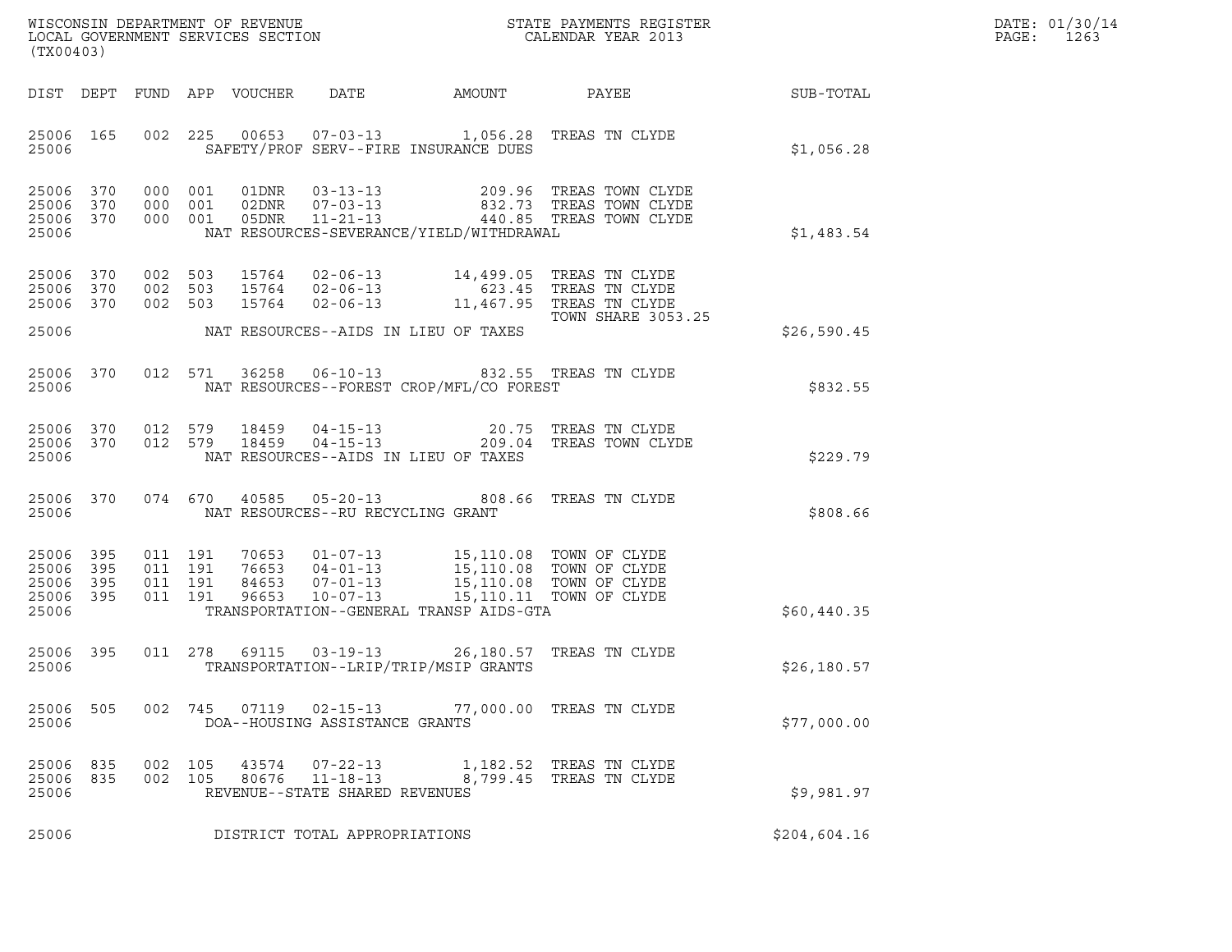WISCONSIN DEPARTMENT OF REVENUE
LOCAL GOVERNMENT SERVICES SECTION
(TX00403)

STATE PAYMENTS REGISTER
CALENDAR YEAR 2013

DATE: 01/30/14
PAGE: 1263

| DIST | DEPT | FUND | APP | VOUCHER | DATE | AMOUNT | PAYEE | SUB-TOTAL |
|---|---|---|---|---|---|---|---|---|
| 25006 | 165 | 002 | 225 | 00653 | 07-03-13 | 1,056.28 | TREAS TN CLYDE | |
| 25006 | | | | SAFETY/PROF SERV--FIRE INSURANCE DUES | | | | $1,056.28 |
| 25006 | 370 | 000 | 001 | 01DNR | 03-13-13 | 209.96 | TREAS TOWN CLYDE | |
| 25006 | 370 | 000 | 001 | 02DNR | 07-03-13 | 832.73 | TREAS TOWN CLYDE | |
| 25006 | 370 | 000 | 001 | 05DNR | 11-21-13 | 440.85 | TREAS TOWN CLYDE | |
| 25006 | | | | NAT RESOURCES-SEVERANCE/YIELD/WITHDRAWAL | | | | $1,483.54 |
| 25006 | 370 | 002 | 503 | 15764 | 02-06-13 | 14,499.05 | TREAS TN CLYDE | |
| 25006 | 370 | 002 | 503 | 15764 | 02-06-13 | 623.45 | TREAS TN CLYDE | |
| 25006 | 370 | 002 | 503 | 15764 | 02-06-13 | 11,467.95 | TREAS TN CLYDE TOWN SHARE 3053.25 | |
| 25006 | | | | NAT RESOURCES--AIDS IN LIEU OF TAXES | | | | $26,590.45 |
| 25006 | 370 | 012 | 571 | 36258 | 06-10-13 | 832.55 | TREAS TN CLYDE | |
| 25006 | | | | NAT RESOURCES--FOREST CROP/MFL/CO FOREST | | | | $832.55 |
| 25006 | 370 | 012 | 579 | 18459 | 04-15-13 | 20.75 | TREAS TN CLYDE | |
| 25006 | 370 | 012 | 579 | 18459 | 04-15-13 | 209.04 | TREAS TOWN CLYDE | |
| 25006 | | | | NAT RESOURCES--AIDS IN LIEU OF TAXES | | | | $229.79 |
| 25006 | 370 | 074 | 670 | 40585 | 05-20-13 | 808.66 | TREAS TN CLYDE | |
| 25006 | | | | NAT RESOURCES--RU RECYCLING GRANT | | | | $808.66 |
| 25006 | 395 | 011 | 191 | 70653 | 01-07-13 | 15,110.08 | TOWN OF CLYDE | |
| 25006 | 395 | 011 | 191 | 76653 | 04-01-13 | 15,110.08 | TOWN OF CLYDE | |
| 25006 | 395 | 011 | 191 | 84653 | 07-01-13 | 15,110.08 | TOWN OF CLYDE | |
| 25006 | 395 | 011 | 191 | 96653 | 10-07-13 | 15,110.11 | TOWN OF CLYDE | |
| 25006 | | | | TRANSPORTATION--GENERAL TRANSP AIDS-GTA | | | | $60,440.35 |
| 25006 | 395 | 011 | 278 | 69115 | 03-19-13 | 26,180.57 | TREAS TN CLYDE | |
| 25006 | | | | TRANSPORTATION--LRIP/TRIP/MSIP GRANTS | | | | $26,180.57 |
| 25006 | 505 | 002 | 745 | 07119 | 02-15-13 | 77,000.00 | TREAS TN CLYDE | |
| 25006 | | | | DOA--HOUSING ASSISTANCE GRANTS | | | | $77,000.00 |
| 25006 | 835 | 002 | 105 | 43574 | 07-22-13 | 1,182.52 | TREAS TN CLYDE | |
| 25006 | 835 | 002 | 105 | 80676 | 11-18-13 | 8,799.45 | TREAS TN CLYDE | |
| 25006 | | | | REVENUE--STATE SHARED REVENUES | | | | $9,981.97 |
| 25006 | | | | DISTRICT TOTAL APPROPRIATIONS | | | | $204,604.16 |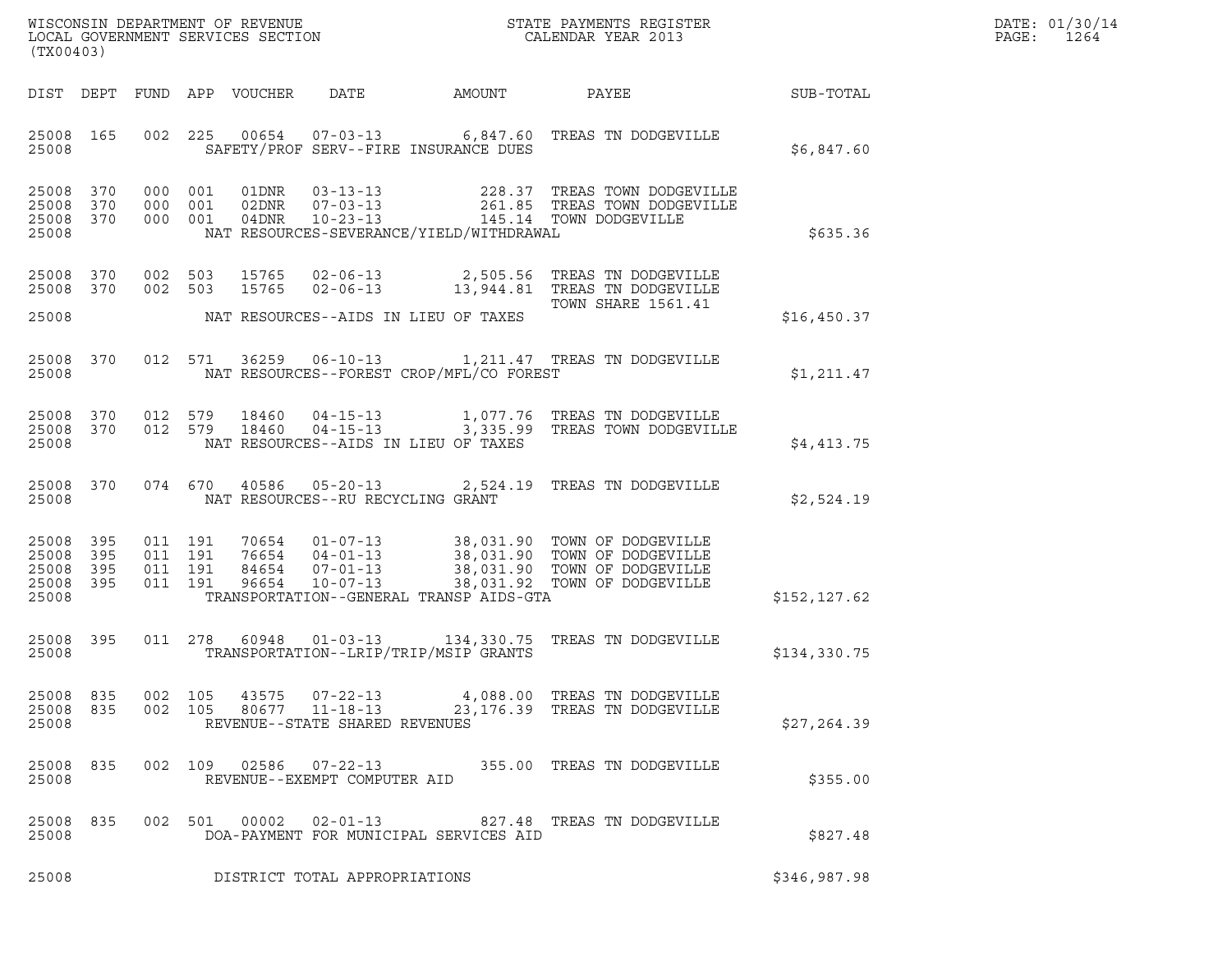WISCONSIN DEPARTMENT OF REVENUE
LOCAL GOVERNMENT SERVICES SECTION
(TX00403)

STATE PAYMENTS REGISTER
CALENDAR YEAR 2013

| DIST | DEPT | FUND | APP | VOUCHER | DATE | AMOUNT | PAYEE | SUB-TOTAL |
|---|---|---|---|---|---|---|---|---|
| 25008 | 165 | 002 | 225 | 00654 | 07-03-13 | 6,847.60 | TREAS TN DODGEVILLE | |
| 25008 | | | | SAFETY/PROF SERV--FIRE INSURANCE DUES | | | | $6,847.60 |
| 25008 | 370 | 000 | 001 | 01DNR | 03-13-13 | 228.37 | TREAS TOWN DODGEVILLE | |
| 25008 | 370 | 000 | 001 | 02DNR | 07-03-13 | 261.85 | TREAS TOWN DODGEVILLE | |
| 25008 | 370 | 000 | 001 | 04DNR | 10-23-13 | 145.14 | TOWN DODGEVILLE | |
| 25008 | | | | NAT RESOURCES-SEVERANCE/YIELD/WITHDRAWAL | | | | $635.36 |
| 25008 | 370 | 002 | 503 | 15765 | 02-06-13 | 2,505.56 | TREAS TN DODGEVILLE | |
| 25008 | 370 | 002 | 503 | 15765 | 02-06-13 | 13,944.81 | TREAS TN DODGEVILLE TOWN SHARE 1561.41 | |
| 25008 | | | | NAT RESOURCES--AIDS IN LIEU OF TAXES | | | | $16,450.37 |
| 25008 | 370 | 012 | 571 | 36259 | 06-10-13 | 1,211.47 | TREAS TN DODGEVILLE | |
| 25008 | | | | NAT RESOURCES--FOREST CROP/MFL/CO FOREST | | | | $1,211.47 |
| 25008 | 370 | 012 | 579 | 18460 | 04-15-13 | 1,077.76 | TREAS TN DODGEVILLE | |
| 25008 | 370 | 012 | 579 | 18460 | 04-15-13 | 3,335.99 | TREAS TOWN DODGEVILLE | |
| 25008 | | | | NAT RESOURCES--AIDS IN LIEU OF TAXES | | | | $4,413.75 |
| 25008 | 370 | 074 | 670 | 40586 | 05-20-13 | 2,524.19 | TREAS TN DODGEVILLE | |
| 25008 | | | | NAT RESOURCES--RU RECYCLING GRANT | | | | $2,524.19 |
| 25008 | 395 | 011 | 191 | 70654 | 01-07-13 | 38,031.90 | TOWN OF DODGEVILLE | |
| 25008 | 395 | 011 | 191 | 76654 | 04-01-13 | 38,031.90 | TOWN OF DODGEVILLE | |
| 25008 | 395 | 011 | 191 | 84654 | 07-01-13 | 38,031.90 | TOWN OF DODGEVILLE | |
| 25008 | 395 | 011 | 191 | 96654 | 10-07-13 | 38,031.92 | TOWN OF DODGEVILLE | |
| 25008 | | | | TRANSPORTATION--GENERAL TRANSP AIDS-GTA | | | | $152,127.62 |
| 25008 | 395 | 011 | 278 | 60948 | 01-03-13 | 134,330.75 | TREAS TN DODGEVILLE | |
| 25008 | | | | TRANSPORTATION--LRIP/TRIP/MSIP GRANTS | | | | $134,330.75 |
| 25008 | 835 | 002 | 105 | 43575 | 07-22-13 | 4,088.00 | TREAS TN DODGEVILLE | |
| 25008 | 835 | 002 | 105 | 80677 | 11-18-13 | 23,176.39 | TREAS TN DODGEVILLE | |
| 25008 | | | | REVENUE--STATE SHARED REVENUES | | | | $27,264.39 |
| 25008 | 835 | 002 | 109 | 02586 | 07-22-13 | 355.00 | TREAS TN DODGEVILLE | |
| 25008 | | | | REVENUE--EXEMPT COMPUTER AID | | | | $355.00 |
| 25008 | 835 | 002 | 501 | 00002 | 02-01-13 | 827.48 | TREAS TN DODGEVILLE | |
| 25008 | | | | DOA-PAYMENT FOR MUNICIPAL SERVICES AID | | | | $827.48 |
| 25008 | | | | DISTRICT TOTAL APPROPRIATIONS | | | | $346,987.98 |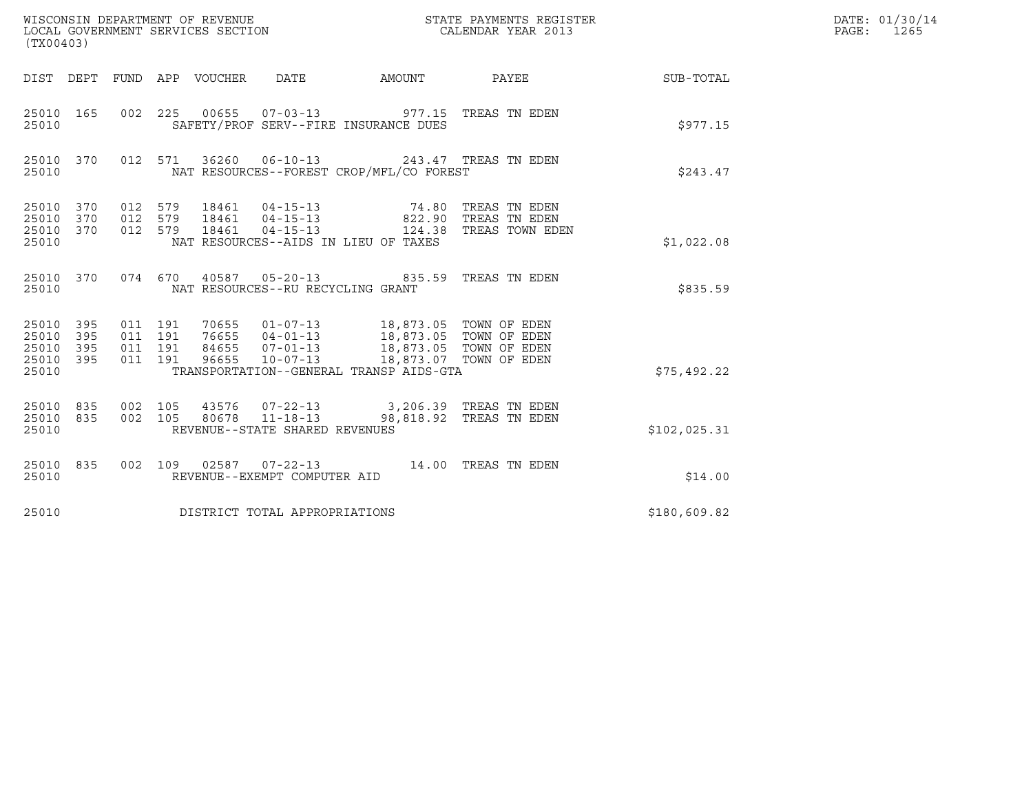WISCONSIN DEPARTMENT OF REVENUE
LOCAL GOVERNMENT SERVICES SECTION
(TX00403)

STATE PAYMENTS REGISTER
CALENDAR YEAR 2013

DATE: 01/30/14
PAGE: 1265

| DIST | DEPT | FUND | APP | VOUCHER | DATE | AMOUNT | PAYEE | SUB-TOTAL |
|---|---|---|---|---|---|---|---|---|
| 25010 | 165 | 002 | 225 | 00655 | 07-03-13 | 977.15 | TREAS TN EDEN | |
| 25010 | | | | | SAFETY/PROF SERV--FIRE INSURANCE DUES | | | $977.15 |
| 25010 | 370 | 012 | 571 | 36260 | 06-10-13 | 243.47 | TREAS TN EDEN | |
| 25010 | | | | | NAT RESOURCES--FOREST CROP/MFL/CO FOREST | | | $243.47 |
| 25010 | 370 | 012 | 579 | 18461 | 04-15-13 | 74.80 | TREAS TN EDEN | |
| 25010 | 370 | 012 | 579 | 18461 | 04-15-13 | 822.90 | TREAS TN EDEN | |
| 25010 | 370 | 012 | 579 | 18461 | 04-15-13 | 124.38 | TREAS TOWN EDEN | |
| 25010 | | | | | NAT RESOURCES--AIDS IN LIEU OF TAXES | | | $1,022.08 |
| 25010 | 370 | 074 | 670 | 40587 | 05-20-13 | 835.59 | TREAS TN EDEN | |
| 25010 | | | | | NAT RESOURCES--RU RECYCLING GRANT | | | $835.59 |
| 25010 | 395 | 011 | 191 | 70655 | 01-07-13 | 18,873.05 | TOWN OF EDEN | |
| 25010 | 395 | 011 | 191 | 76655 | 04-01-13 | 18,873.05 | TOWN OF EDEN | |
| 25010 | 395 | 011 | 191 | 84655 | 07-01-13 | 18,873.05 | TOWN OF EDEN | |
| 25010 | 395 | 011 | 191 | 96655 | 10-07-13 | 18,873.07 | TOWN OF EDEN | |
| 25010 | | | | | TRANSPORTATION--GENERAL TRANSP AIDS-GTA | | | $75,492.22 |
| 25010 | 835 | 002 | 105 | 43576 | 07-22-13 | 3,206.39 | TREAS TN EDEN | |
| 25010 | 835 | 002 | 105 | 80678 | 11-18-13 | 98,818.92 | TREAS TN EDEN | |
| 25010 | | | | | REVENUE--STATE SHARED REVENUES | | | $102,025.31 |
| 25010 | 835 | 002 | 109 | 02587 | 07-22-13 | 14.00 | TREAS TN EDEN | |
| 25010 | | | | | REVENUE--EXEMPT COMPUTER AID | | | $14.00 |
| 25010 | | | | | DISTRICT TOTAL APPROPRIATIONS | | | $180,609.82 |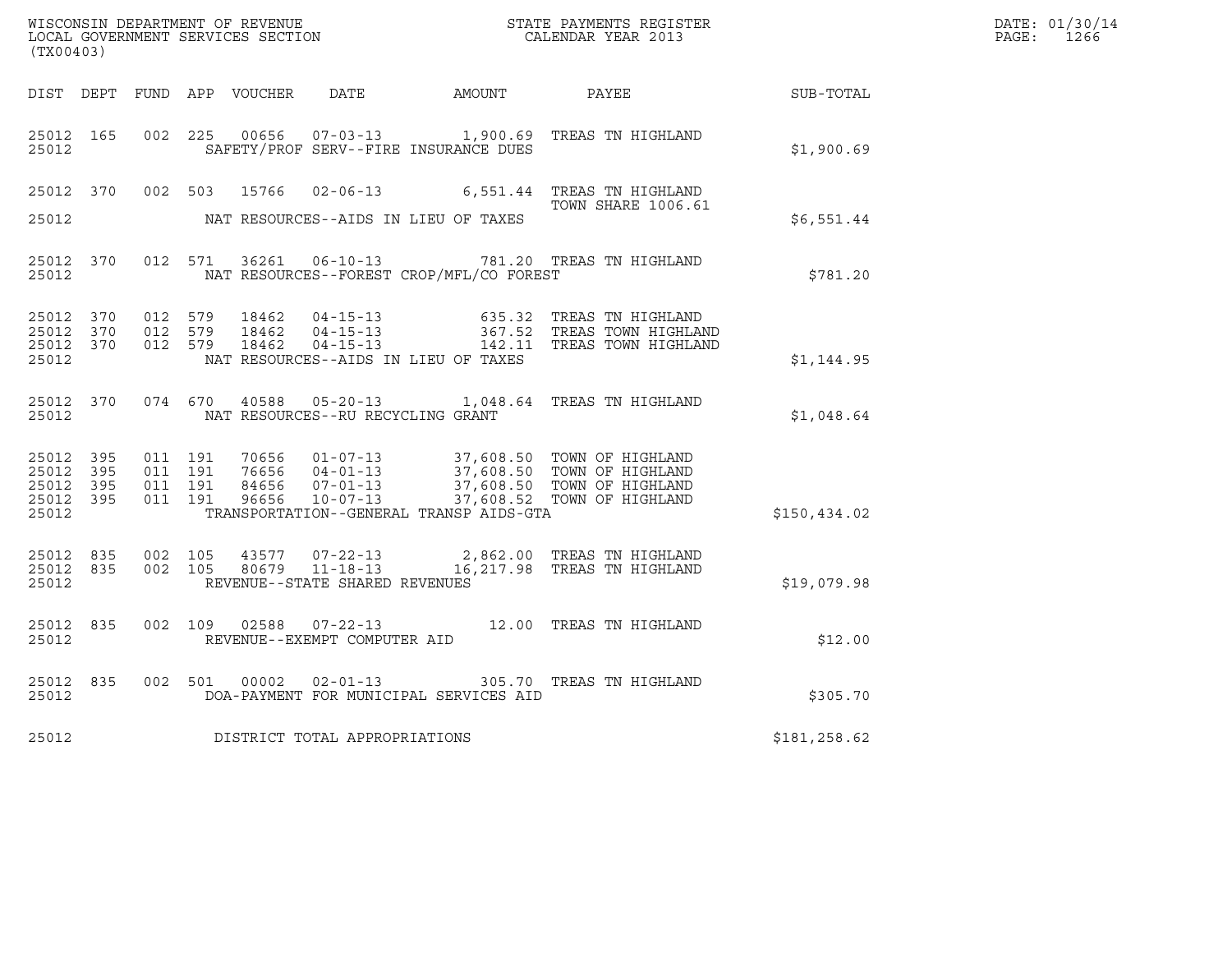WISCONSIN DEPARTMENT OF REVENUE
LOCAL GOVERNMENT SERVICES SECTION
(TX00403)

STATE PAYMENTS REGISTER
CALENDAR YEAR 2013

DATE: 01/30/14
PAGE: 1266

| DIST | DEPT | FUND | APP | VOUCHER | DATE | AMOUNT | PAYEE | SUB-TOTAL |
|---|---|---|---|---|---|---|---|---|
| 25012 | 165 | 002 | 225 | 00656 | 07-03-13 | 1,900.69 | TREAS TN HIGHLAND | |
| 25012 | | | | | SAFETY/PROF SERV--FIRE INSURANCE DUES | | | $1,900.69 |
| 25012 | 370 | 002 | 503 | 15766 | 02-06-13 | 6,551.44 | TREAS TN HIGHLAND TOWN SHARE 1006.61 | |
| 25012 | | | | | NAT RESOURCES--AIDS IN LIEU OF TAXES | | | $6,551.44 |
| 25012 | 370 | 012 | 571 | 36261 | 06-10-13 | 781.20 | TREAS TN HIGHLAND | |
| 25012 | | | | | NAT RESOURCES--FOREST CROP/MFL/CO FOREST | | | $781.20 |
| 25012 | 370 | 012 | 579 | 18462 | 04-15-13 | 635.32 | TREAS TN HIGHLAND | |
| 25012 | 370 | 012 | 579 | 18462 | 04-15-13 | 367.52 | TREAS TOWN HIGHLAND | |
| 25012 | 370 | 012 | 579 | 18462 | 04-15-13 | 142.11 | TREAS TOWN HIGHLAND | |
| 25012 | | | | | NAT RESOURCES--AIDS IN LIEU OF TAXES | | | $1,144.95 |
| 25012 | 370 | 074 | 670 | 40588 | 05-20-13 | 1,048.64 | TREAS TN HIGHLAND | |
| 25012 | | | | | NAT RESOURCES--RU RECYCLING GRANT | | | $1,048.64 |
| 25012 | 395 | 011 | 191 | 70656 | 01-07-13 | 37,608.50 | TOWN OF HIGHLAND | |
| 25012 | 395 | 011 | 191 | 76656 | 04-01-13 | 37,608.50 | TOWN OF HIGHLAND | |
| 25012 | 395 | 011 | 191 | 84656 | 07-01-13 | 37,608.50 | TOWN OF HIGHLAND | |
| 25012 | 395 | 011 | 191 | 96656 | 10-07-13 | 37,608.52 | TOWN OF HIGHLAND | |
| 25012 | | | | | TRANSPORTATION--GENERAL TRANSP AIDS-GTA | | | $150,434.02 |
| 25012 | 835 | 002 | 105 | 43577 | 07-22-13 | 2,862.00 | TREAS TN HIGHLAND | |
| 25012 | 835 | 002 | 105 | 80679 | 11-18-13 | 16,217.98 | TREAS TN HIGHLAND | |
| 25012 | | | | | REVENUE--STATE SHARED REVENUES | | | $19,079.98 |
| 25012 | 835 | 002 | 109 | 02588 | 07-22-13 | 12.00 | TREAS TN HIGHLAND | |
| 25012 | | | | | REVENUE--EXEMPT COMPUTER AID | | | $12.00 |
| 25012 | 835 | 002 | 501 | 00002 | 02-01-13 | 305.70 | TREAS TN HIGHLAND | |
| 25012 | | | | | DOA-PAYMENT FOR MUNICIPAL SERVICES AID | | | $305.70 |
| 25012 | | | | | DISTRICT TOTAL APPROPRIATIONS | | | $181,258.62 |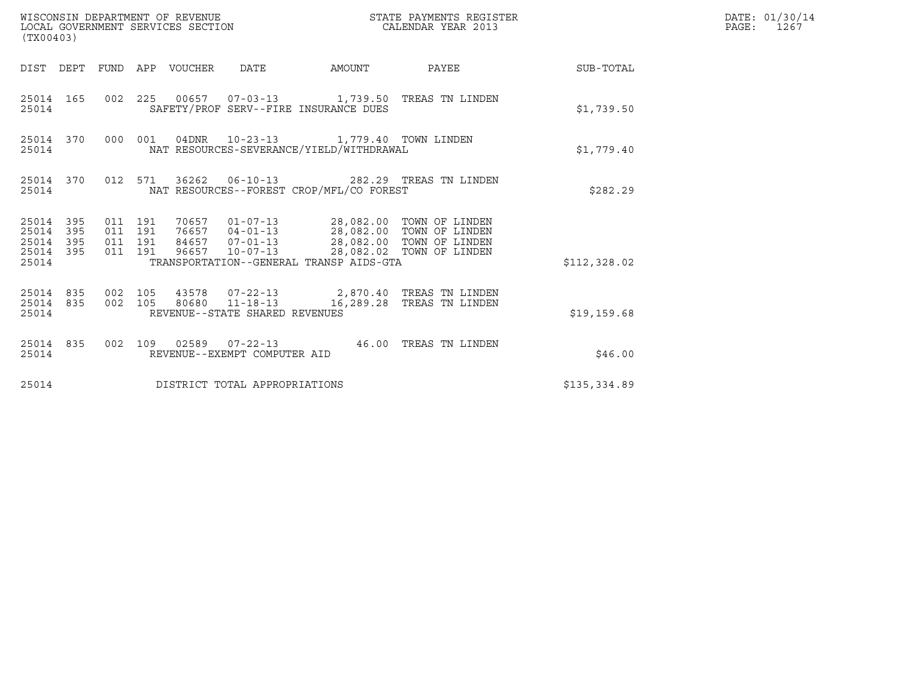WISCONSIN DEPARTMENT OF REVENUE
LOCAL GOVERNMENT SERVICES SECTION
(TX00403)

STATE PAYMENTS REGISTER
CALENDAR YEAR 2013

DATE: 01/30/14
PAGE: 1267

| DIST | DEPT | FUND | APP | VOUCHER | DATE | AMOUNT | PAYEE | SUB-TOTAL |
|---|---|---|---|---|---|---|---|---|
| 25014 | 165 | 002 | 225 | 00657 | 07-03-13 | 1,739.50 | TREAS TN LINDEN | |
| 25014 | | | | SAFETY/PROF SERV--FIRE INSURANCE DUES | | | | $1,739.50 |
| 25014 | 370 | 000 | 001 | 04DNR | 10-23-13 | 1,779.40 | TOWN LINDEN | |
| 25014 | | | | NAT RESOURCES-SEVERANCE/YIELD/WITHDRAWAL | | | | $1,779.40 |
| 25014 | 370 | 012 | 571 | 36262 | 06-10-13 | 282.29 | TREAS TN LINDEN | |
| 25014 | | | | NAT RESOURCES--FOREST CROP/MFL/CO FOREST | | | | $282.29 |
| 25014 | 395 | 011 | 191 | 70657 | 01-07-13 | 28,082.00 | TOWN OF LINDEN | |
| 25014 | 395 | 011 | 191 | 76657 | 04-01-13 | 28,082.00 | TOWN OF LINDEN | |
| 25014 | 395 | 011 | 191 | 84657 | 07-01-13 | 28,082.00 | TOWN OF LINDEN | |
| 25014 | 395 | 011 | 191 | 96657 | 10-07-13 | 28,082.02 | TOWN OF LINDEN | |
| 25014 | | | | TRANSPORTATION--GENERAL TRANSP AIDS-GTA | | | | $112,328.02 |
| 25014 | 835 | 002 | 105 | 43578 | 07-22-13 | 2,870.40 | TREAS TN LINDEN | |
| 25014 | 835 | 002 | 105 | 80680 | 11-18-13 | 16,289.28 | TREAS TN LINDEN | |
| 25014 | | | | REVENUE--STATE SHARED REVENUES | | | | $19,159.68 |
| 25014 | 835 | 002 | 109 | 02589 | 07-22-13 | 46.00 | TREAS TN LINDEN | |
| 25014 | | | | REVENUE--EXEMPT COMPUTER AID | | | | $46.00 |
| 25014 | | | | DISTRICT TOTAL APPROPRIATIONS | | | | $135,334.89 |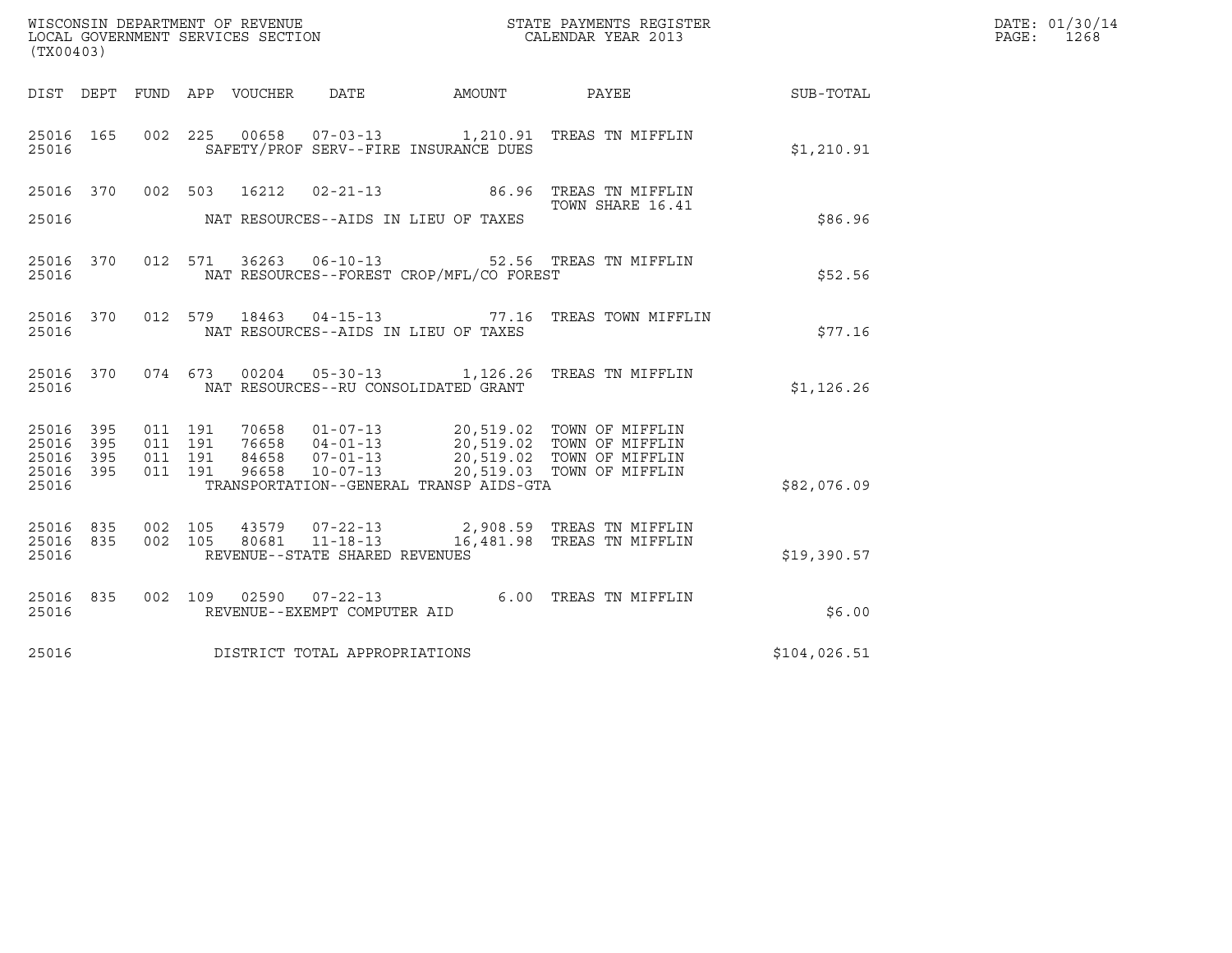WISCONSIN DEPARTMENT OF REVENUE
LOCAL GOVERNMENT SERVICES SECTION
(TX00403)

STATE PAYMENTS REGISTER
CALENDAR YEAR 2013

DATE: 01/30/14
PAGE: 1268

| DIST | DEPT | FUND | APP | VOUCHER | DATE | AMOUNT | PAYEE | SUB-TOTAL |
|---|---|---|---|---|---|---|---|---|
| 25016 | 165 | 002 | 225 | 00658 | 07-03-13 | 1,210.91 | TREAS TN MIFFLIN | |
| 25016 | | | | | SAFETY/PROF SERV--FIRE INSURANCE DUES | | | $1,210.91 |
| 25016 | 370 | 002 | 503 | 16212 | 02-21-13 | 86.96 | TREAS TN MIFFLIN<br>TOWN SHARE 16.41 | |
| 25016 | | | | | NAT RESOURCES--AIDS IN LIEU OF TAXES | | | $86.96 |
| 25016 | 370 | 012 | 571 | 36263 | 06-10-13 | 52.56 | TREAS TN MIFFLIN | |
| 25016 | | | | | NAT RESOURCES--FOREST CROP/MFL/CO FOREST | | | $52.56 |
| 25016 | 370 | 012 | 579 | 18463 | 04-15-13 | 77.16 | TREAS TOWN MIFFLIN | |
| 25016 | | | | | NAT RESOURCES--AIDS IN LIEU OF TAXES | | | $77.16 |
| 25016 | 370 | 074 | 673 | 00204 | 05-30-13 | 1,126.26 | TREAS TN MIFFLIN | |
| 25016 | | | | | NAT RESOURCES--RU CONSOLIDATED GRANT | | | $1,126.26 |
| 25016 | 395 | 011 | 191 | 70658 | 01-07-13 | 20,519.02 | TOWN OF MIFFLIN | |
| 25016 | 395 | 011 | 191 | 76658 | 04-01-13 | 20,519.02 | TOWN OF MIFFLIN | |
| 25016 | 395 | 011 | 191 | 84658 | 07-01-13 | 20,519.02 | TOWN OF MIFFLIN | |
| 25016 | 395 | 011 | 191 | 96658 | 10-07-13 | 20,519.03 | TOWN OF MIFFLIN | |
| 25016 | | | | | TRANSPORTATION--GENERAL TRANSP AIDS-GTA | | | $82,076.09 |
| 25016 | 835 | 002 | 105 | 43579 | 07-22-13 | 2,908.59 | TREAS TN MIFFLIN | |
| 25016 | 835 | 002 | 105 | 80681 | 11-18-13 | 16,481.98 | TREAS TN MIFFLIN | |
| 25016 | | | | | REVENUE--STATE SHARED REVENUES | | | $19,390.57 |
| 25016 | 835 | 002 | 109 | 02590 | 07-22-13 | 6.00 | TREAS TN MIFFLIN | |
| 25016 | | | | | REVENUE--EXEMPT COMPUTER AID | | | $6.00 |
| 25016 | | | | | DISTRICT TOTAL APPROPRIATIONS | | | $104,026.51 |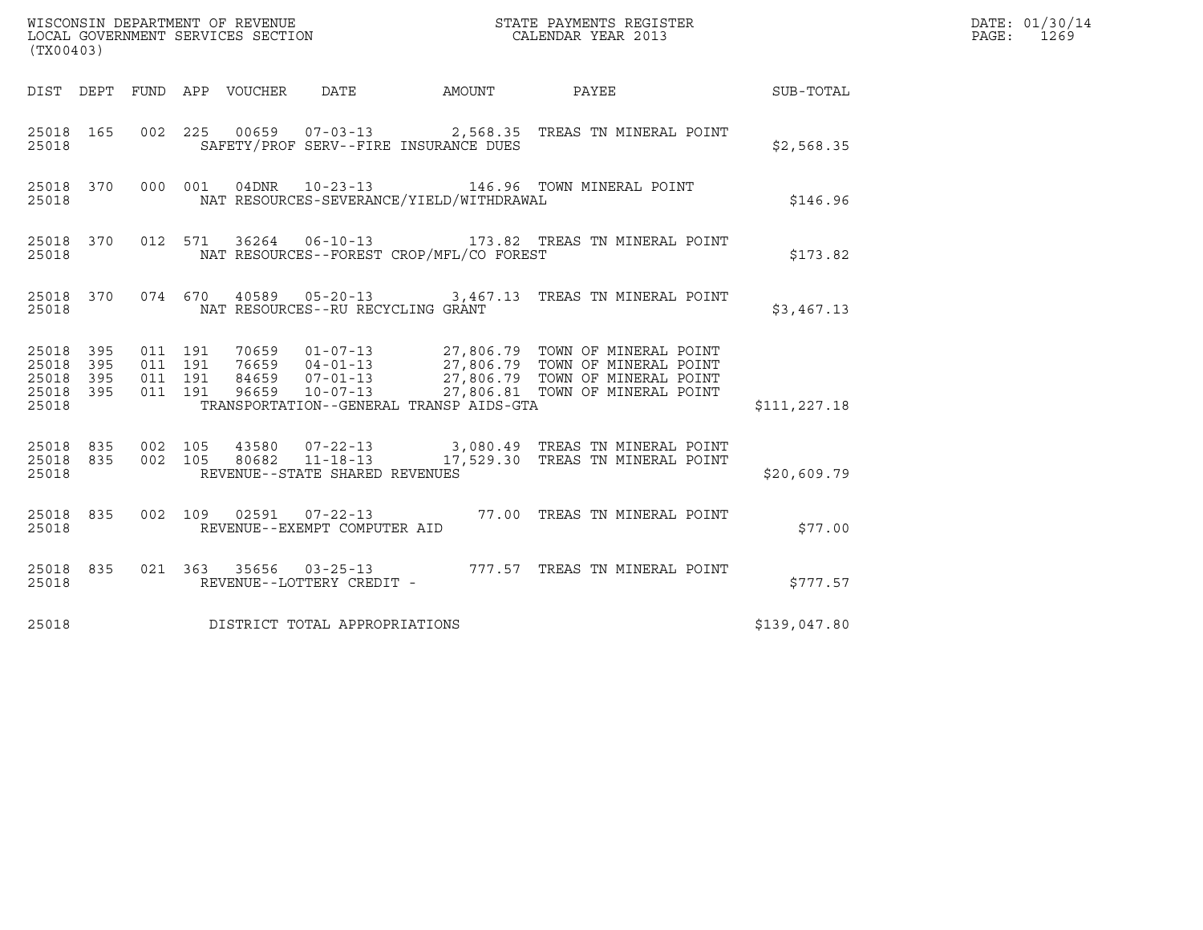WISCONSIN DEPARTMENT OF REVENUE
LOCAL GOVERNMENT SERVICES SECTION
(TX00403)

STATE PAYMENTS REGISTER
CALENDAR YEAR 2013

DATE: 01/30/14
PAGE: 1269

| DIST | DEPT | FUND | APP | VOUCHER | DATE | AMOUNT | PAYEE | SUB-TOTAL |
|---|---|---|---|---|---|---|---|---|
| 25018 | 165 | 002 | 225 | 00659 | 07-03-13 | 2,568.35 | TREAS TN MINERAL POINT | |
| 25018 | | | | SAFETY/PROF SERV--FIRE INSURANCE DUES | | | | $2,568.35 |
| 25018 | 370 | 000 | 001 | 04DNR | 10-23-13 | 146.96 | TOWN MINERAL POINT | |
| 25018 | | | | NAT RESOURCES-SEVERANCE/YIELD/WITHDRAWAL | | | | $146.96 |
| 25018 | 370 | 012 | 571 | 36264 | 06-10-13 | 173.82 | TREAS TN MINERAL POINT | |
| 25018 | | | | NAT RESOURCES--FOREST CROP/MFL/CO FOREST | | | | $173.82 |
| 25018 | 370 | 074 | 670 | 40589 | 05-20-13 | 3,467.13 | TREAS TN MINERAL POINT | |
| 25018 | | | | NAT RESOURCES--RU RECYCLING GRANT | | | | $3,467.13 |
| 25018 | 395 | 011 | 191 | 70659 | 01-07-13 | 27,806.79 | TOWN OF MINERAL POINT | |
| 25018 | 395 | 011 | 191 | 76659 | 04-01-13 | 27,806.79 | TOWN OF MINERAL POINT | |
| 25018 | 395 | 011 | 191 | 84659 | 07-01-13 | 27,806.79 | TOWN OF MINERAL POINT | |
| 25018 | 395 | 011 | 191 | 96659 | 10-07-13 | 27,806.81 | TOWN OF MINERAL POINT | |
| 25018 | | | | TRANSPORTATION--GENERAL TRANSP AIDS-GTA | | | | $111,227.18 |
| 25018 | 835 | 002 | 105 | 43580 | 07-22-13 | 3,080.49 | TREAS TN MINERAL POINT | |
| 25018 | 835 | 002 | 105 | 80682 | 11-18-13 | 17,529.30 | TREAS TN MINERAL POINT | |
| 25018 | | | | REVENUE--STATE SHARED REVENUES | | | | $20,609.79 |
| 25018 | 835 | 002 | 109 | 02591 | 07-22-13 | 77.00 | TREAS TN MINERAL POINT | |
| 25018 | | | | REVENUE--EXEMPT COMPUTER AID | | | | $77.00 |
| 25018 | 835 | 021 | 363 | 35656 | 03-25-13 | 777.57 | TREAS TN MINERAL POINT | |
| 25018 | | | | REVENUE--LOTTERY CREDIT - | | | | $777.57 |
| 25018 | | | | DISTRICT TOTAL APPROPRIATIONS | | | | $139,047.80 |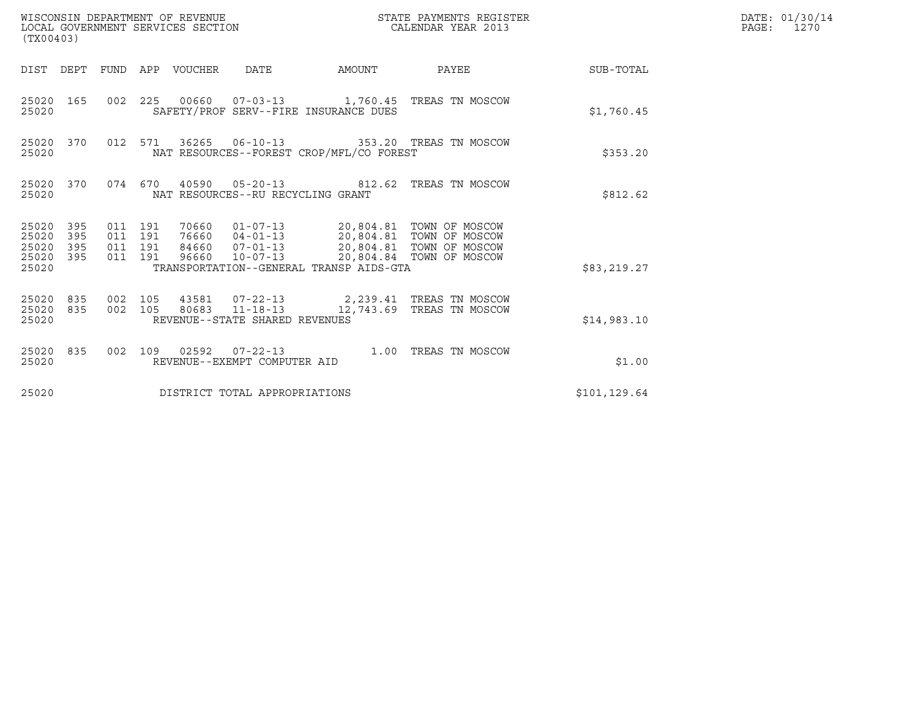WISCONSIN DEPARTMENT OF REVENUE
LOCAL GOVERNMENT SERVICES SECTION
(TX00403)

STATE PAYMENTS REGISTER
CALENDAR YEAR 2013

DATE: 01/30/14
PAGE: 1270

| DIST | DEPT | FUND | APP | VOUCHER | DATE | AMOUNT | PAYEE | SUB-TOTAL |
|---|---|---|---|---|---|---|---|---|
| 25020 | 165 | 002 | 225 | 00660 | 07-03-13 | 1,760.45 | TREAS TN MOSCOW | |
| 25020 | | | | SAFETY/PROF SERV--FIRE INSURANCE DUES | | | | $1,760.45 |
| 25020 | 370 | 012 | 571 | 36265 | 06-10-13 | 353.20 | TREAS TN MOSCOW | |
| 25020 | | | | NAT RESOURCES--FOREST CROP/MFL/CO FOREST | | | | $353.20 |
| 25020 | 370 | 074 | 670 | 40590 | 05-20-13 | 812.62 | TREAS TN MOSCOW | |
| 25020 | | | | NAT RESOURCES--RU RECYCLING GRANT | | | | $812.62 |
| 25020 | 395 | 011 | 191 | 70660 | 01-07-13 | 20,804.81 | TOWN OF MOSCOW | |
| 25020 | 395 | 011 | 191 | 76660 | 04-01-13 | 20,804.81 | TOWN OF MOSCOW | |
| 25020 | 395 | 011 | 191 | 84660 | 07-01-13 | 20,804.81 | TOWN OF MOSCOW | |
| 25020 | 395 | 011 | 191 | 96660 | 10-07-13 | 20,804.84 | TOWN OF MOSCOW | |
| 25020 | | | | TRANSPORTATION--GENERAL TRANSP AIDS-GTA | | | | $83,219.27 |
| 25020 | 835 | 002 | 105 | 43581 | 07-22-13 | 2,239.41 | TREAS TN MOSCOW | |
| 25020 | 835 | 002 | 105 | 80683 | 11-18-13 | 12,743.69 | TREAS TN MOSCOW | |
| 25020 | | | | REVENUE--STATE SHARED REVENUES | | | | $14,983.10 |
| 25020 | 835 | 002 | 109 | 02592 | 07-22-13 | 1.00 | TREAS TN MOSCOW | |
| 25020 | | | | REVENUE--EXEMPT COMPUTER AID | | | | $1.00 |
| 25020 | | | | DISTRICT TOTAL APPROPRIATIONS | | | | $101,129.64 |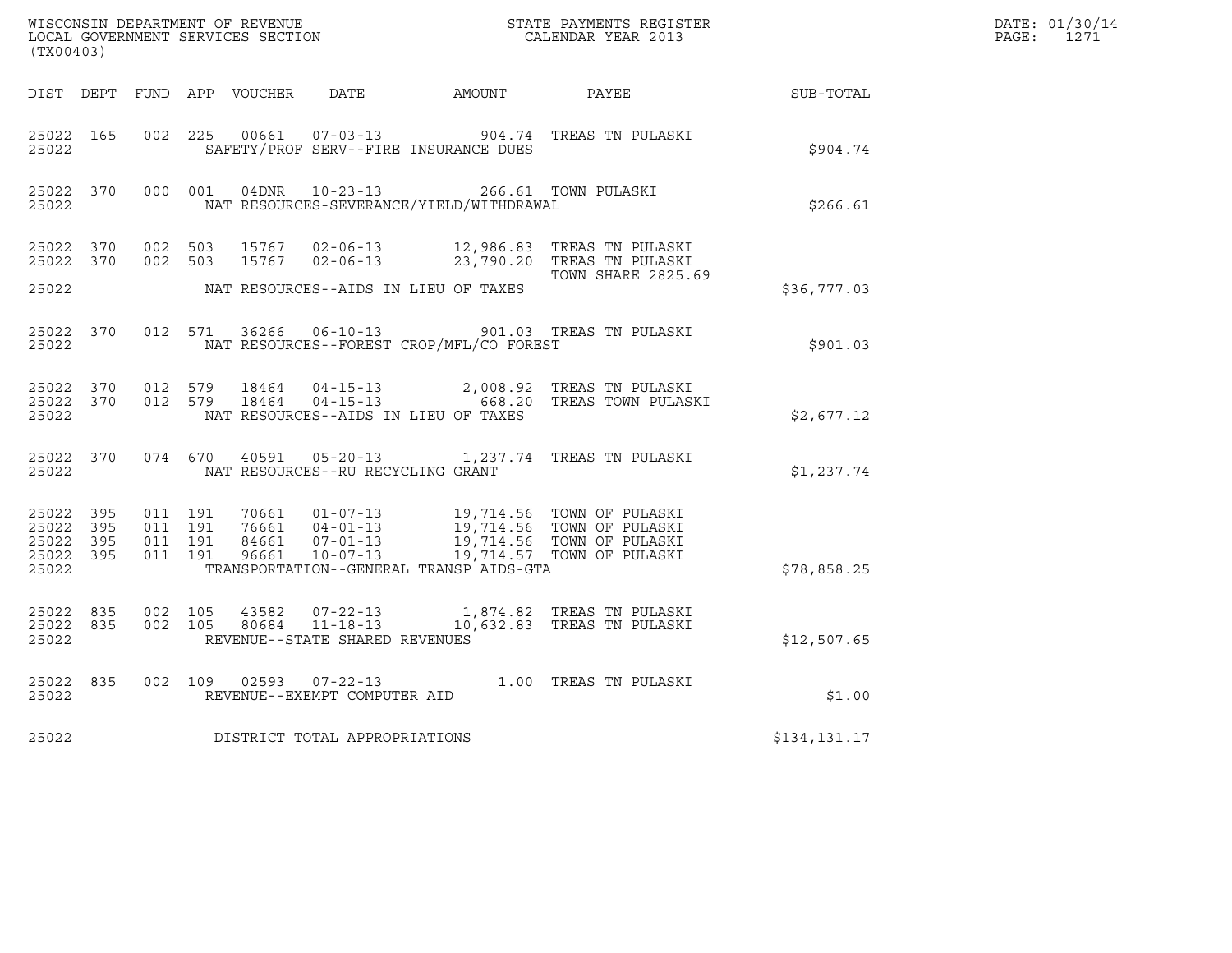WISCONSIN DEPARTMENT OF REVENUE
LOCAL GOVERNMENT SERVICES SECTION
(TX00403)

STATE PAYMENTS REGISTER
CALENDAR YEAR 2013

DATE: 01/30/14
PAGE: 1271

| DIST | DEPT | FUND | APP | VOUCHER | DATE | AMOUNT | PAYEE | SUB-TOTAL |
|---|---|---|---|---|---|---|---|---|
| 25022 | 165 | 002 | 225 | 00661 | 07-03-13 | 904.74 | TREAS TN PULASKI | |
| 25022 | | | | | SAFETY/PROF SERV--FIRE INSURANCE DUES | | | $904.74 |
| 25022 | 370 | 000 | 001 | 04DNR | 10-23-13 | 266.61 | TOWN PULASKI | |
| 25022 | | | | | NAT RESOURCES-SEVERANCE/YIELD/WITHDRAWAL | | | $266.61 |
| 25022 | 370 | 002 | 503 | 15767 | 02-06-13 | 12,986.83 | TREAS TN PULASKI | |
| 25022 | 370 | 002 | 503 | 15767 | 02-06-13 | 23,790.20 | TREAS TN PULASKI TOWN SHARE 2825.69 | |
| 25022 | | | | | NAT RESOURCES--AIDS IN LIEU OF TAXES | | | $36,777.03 |
| 25022 | 370 | 012 | 571 | 36266 | 06-10-13 | 901.03 | TREAS TN PULASKI | |
| 25022 | | | | | NAT RESOURCES--FOREST CROP/MFL/CO FOREST | | | $901.03 |
| 25022 | 370 | 012 | 579 | 18464 | 04-15-13 | 2,008.92 | TREAS TN PULASKI | |
| 25022 | 370 | 012 | 579 | 18464 | 04-15-13 | 668.20 | TREAS TOWN PULASKI | |
| 25022 | | | | | NAT RESOURCES--AIDS IN LIEU OF TAXES | | | $2,677.12 |
| 25022 | 370 | 074 | 670 | 40591 | 05-20-13 | 1,237.74 | TREAS TN PULASKI | |
| 25022 | | | | | NAT RESOURCES--RU RECYCLING GRANT | | | $1,237.74 |
| 25022 | 395 | 011 | 191 | 70661 | 01-07-13 | 19,714.56 | TOWN OF PULASKI | |
| 25022 | 395 | 011 | 191 | 76661 | 04-01-13 | 19,714.56 | TOWN OF PULASKI | |
| 25022 | 395 | 011 | 191 | 84661 | 07-01-13 | 19,714.56 | TOWN OF PULASKI | |
| 25022 | 395 | 011 | 191 | 96661 | 10-07-13 | 19,714.57 | TOWN OF PULASKI | |
| 25022 | | | | | TRANSPORTATION--GENERAL TRANSP AIDS-GTA | | | $78,858.25 |
| 25022 | 835 | 002 | 105 | 43582 | 07-22-13 | 1,874.82 | TREAS TN PULASKI | |
| 25022 | 835 | 002 | 105 | 80684 | 11-18-13 | 10,632.83 | TREAS TN PULASKI | |
| 25022 | | | | | REVENUE--STATE SHARED REVENUES | | | $12,507.65 |
| 25022 | 835 | 002 | 109 | 02593 | 07-22-13 | 1.00 | TREAS TN PULASKI | |
| 25022 | | | | | REVENUE--EXEMPT COMPUTER AID | | | $1.00 |
| 25022 | | | | | DISTRICT TOTAL APPROPRIATIONS | | | $134,131.17 |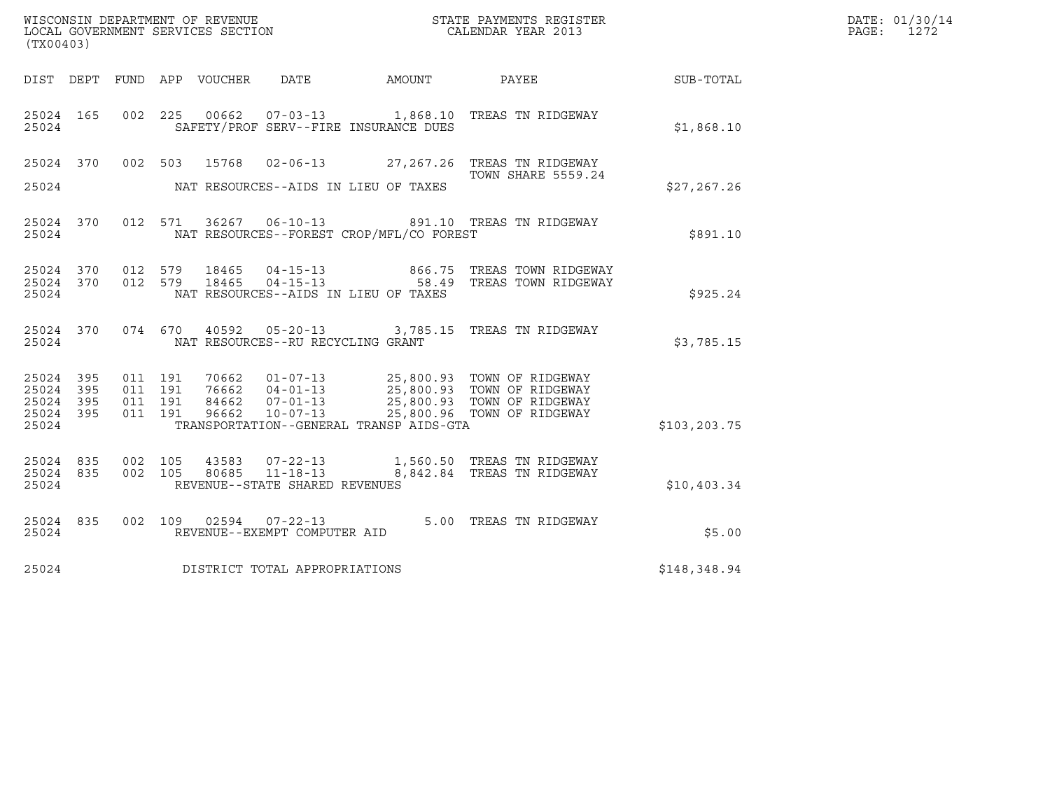WISCONSIN DEPARTMENT OF REVENUE
LOCAL GOVERNMENT SERVICES SECTION
(TX00403)

STATE PAYMENTS REGISTER
CALENDAR YEAR 2013

DATE: 01/30/14
PAGE: 1272

| DIST | DEPT | FUND | APP | VOUCHER | DATE | AMOUNT | PAYEE | SUB-TOTAL |
|---|---|---|---|---|---|---|---|---|
| 25024 | 165 | 002 | 225 | 00662 | 07-03-13 | 1,868.10 | TREAS TN RIDGEWAY | |
| 25024 | | | | | SAFETY/PROF SERV--FIRE INSURANCE DUES | | | $1,868.10 |
| 25024 | 370 | 002 | 503 | 15768 | 02-06-13 | 27,267.26 | TREAS TN RIDGEWAY TOWN SHARE 5559.24 | |
| 25024 | | | | | NAT RESOURCES--AIDS IN LIEU OF TAXES | | | $27,267.26 |
| 25024 | 370 | 012 | 571 | 36267 | 06-10-13 | 891.10 | TREAS TN RIDGEWAY | |
| 25024 | | | | | NAT RESOURCES--FOREST CROP/MFL/CO FOREST | | | $891.10 |
| 25024 | 370 | 012 | 579 | 18465 | 04-15-13 | 866.75 | TREAS TOWN RIDGEWAY | |
| 25024 | 370 | 012 | 579 | 18465 | 04-15-13 | 58.49 | TREAS TOWN RIDGEWAY | |
| 25024 | | | | | NAT RESOURCES--AIDS IN LIEU OF TAXES | | | $925.24 |
| 25024 | 370 | 074 | 670 | 40592 | 05-20-13 | 3,785.15 | TREAS TN RIDGEWAY | |
| 25024 | | | | | NAT RESOURCES--RU RECYCLING GRANT | | | $3,785.15 |
| 25024 | 395 | 011 | 191 | 70662 | 01-07-13 | 25,800.93 | TOWN OF RIDGEWAY | |
| 25024 | 395 | 011 | 191 | 76662 | 04-01-13 | 25,800.93 | TOWN OF RIDGEWAY | |
| 25024 | 395 | 011 | 191 | 84662 | 07-01-13 | 25,800.93 | TOWN OF RIDGEWAY | |
| 25024 | 395 | 011 | 191 | 96662 | 10-07-13 | 25,800.96 | TOWN OF RIDGEWAY | |
| 25024 | | | | | TRANSPORTATION--GENERAL TRANSP AIDS-GTA | | | $103,203.75 |
| 25024 | 835 | 002 | 105 | 43583 | 07-22-13 | 1,560.50 | TREAS TN RIDGEWAY | |
| 25024 | 835 | 002 | 105 | 80685 | 11-18-13 | 8,842.84 | TREAS TN RIDGEWAY | |
| 25024 | | | | | REVENUE--STATE SHARED REVENUES | | | $10,403.34 |
| 25024 | 835 | 002 | 109 | 02594 | 07-22-13 | 5.00 | TREAS TN RIDGEWAY | |
| 25024 | | | | | REVENUE--EXEMPT COMPUTER AID | | | $5.00 |
| 25024 | | | | | DISTRICT TOTAL APPROPRIATIONS | | | $148,348.94 |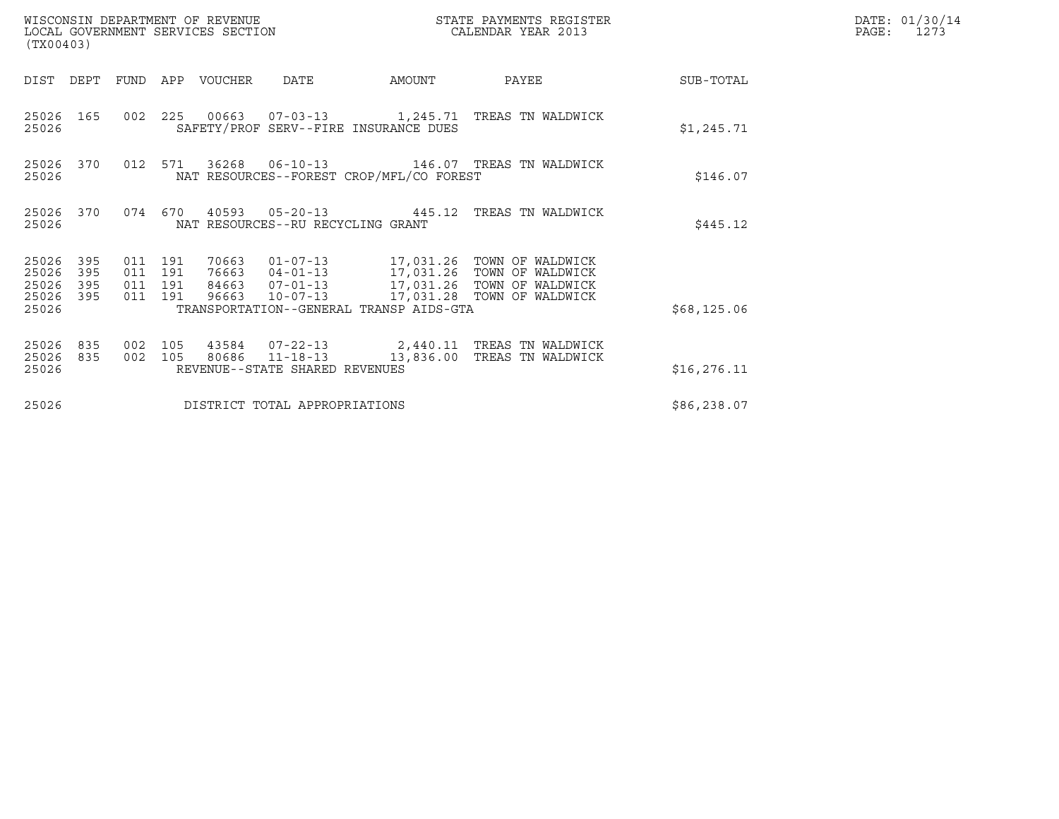WISCONSIN DEPARTMENT OF REVENUE
LOCAL GOVERNMENT SERVICES SECTION
(TX00403)

STATE PAYMENTS REGISTER
CALENDAR YEAR 2013

DATE: 01/30/14
PAGE: 1273

| DIST | DEPT | FUND | APP | VOUCHER | DATE | AMOUNT | PAYEE | SUB-TOTAL |
|---|---|---|---|---|---|---|---|---|
| 25026 | 165 | 002 | 225 | 00663 | 07-03-13 | 1,245.71 | TREAS TN WALDWICK | |
| 25026 | | | | SAFETY/PROF SERV--FIRE INSURANCE DUES | | | | $1,245.71 |
| 25026 | 370 | 012 | 571 | 36268 | 06-10-13 | 146.07 | TREAS TN WALDWICK | |
| 25026 | | | | NAT RESOURCES--FOREST CROP/MFL/CO FOREST | | | | $146.07 |
| 25026 | 370 | 074 | 670 | 40593 | 05-20-13 | 445.12 | TREAS TN WALDWICK | |
| 25026 | | | | NAT RESOURCES--RU RECYCLING GRANT | | | | $445.12 |
| 25026 | 395 | 011 | 191 | 70663 | 01-07-13 | 17,031.26 | TOWN OF WALDWICK | |
| 25026 | 395 | 011 | 191 | 76663 | 04-01-13 | 17,031.26 | TOWN OF WALDWICK | |
| 25026 | 395 | 011 | 191 | 84663 | 07-01-13 | 17,031.26 | TOWN OF WALDWICK | |
| 25026 | 395 | 011 | 191 | 96663 | 10-07-13 | 17,031.28 | TOWN OF WALDWICK | |
| 25026 | | | | TRANSPORTATION--GENERAL TRANSP AIDS-GTA | | | | $68,125.06 |
| 25026 | 835 | 002 | 105 | 43584 | 07-22-13 | 2,440.11 | TREAS TN WALDWICK | |
| 25026 | 835 | 002 | 105 | 80686 | 11-18-13 | 13,836.00 | TREAS TN WALDWICK | |
| 25026 | | | | REVENUE--STATE SHARED REVENUES | | | | $16,276.11 |
| 25026 | | | | DISTRICT TOTAL APPROPRIATIONS | | | | $86,238.07 |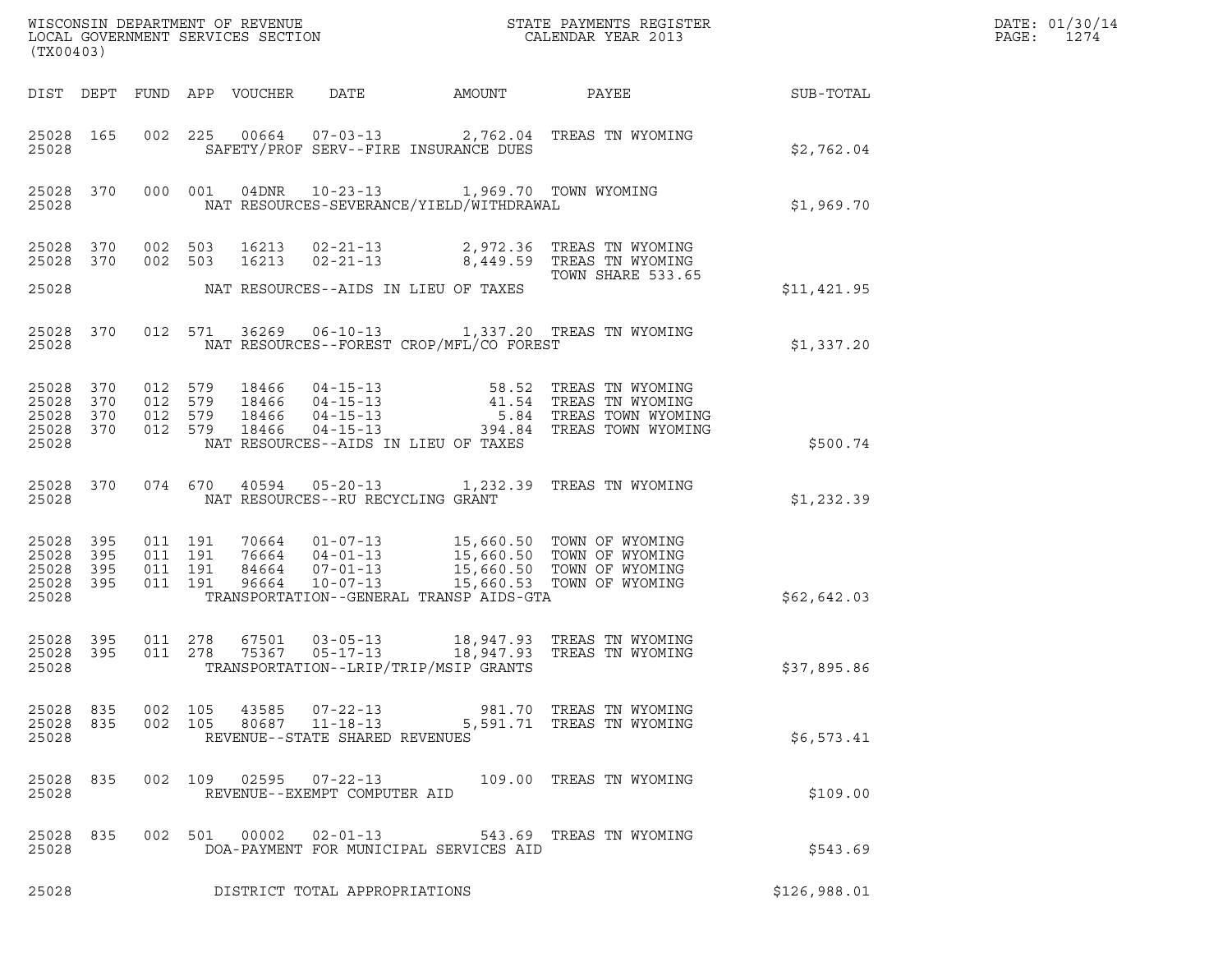WISCONSIN DEPARTMENT OF REVENUE
LOCAL GOVERNMENT SERVICES SECTION
(TX00403)

STATE PAYMENTS REGISTER
CALENDAR YEAR 2013

DATE: 01/30/14
PAGE: 1274

| DIST | DEPT | FUND | APP | VOUCHER | DATE | AMOUNT | PAYEE | SUB-TOTAL |
|---|---|---|---|---|---|---|---|---|
| 25028 | 165 | 002 | 225 | 00664 | 07-03-13 | 2,762.04 | TREAS TN WYOMING | |
| 25028 | | | | SAFETY/PROF SERV--FIRE INSURANCE DUES | | | | $2,762.04 |
| 25028 | 370 | 000 | 001 | 04DNR | 10-23-13 | 1,969.70 | TOWN WYOMING | |
| 25028 | | | | NAT RESOURCES-SEVERANCE/YIELD/WITHDRAWAL | | | | $1,969.70 |
| 25028 | 370 | 002 | 503 | 16213 | 02-21-13 | 2,972.36 | TREAS TN WYOMING | |
| 25028 | 370 | 002 | 503 | 16213 | 02-21-13 | 8,449.59 | TREAS TN WYOMING | |
| | | | | | | | TOWN SHARE 533.65 | |
| 25028 | | | | NAT RESOURCES--AIDS IN LIEU OF TAXES | | | | $11,421.95 |
| 25028 | 370 | 012 | 571 | 36269 | 06-10-13 | 1,337.20 | TREAS TN WYOMING | |
| 25028 | | | | NAT RESOURCES--FOREST CROP/MFL/CO FOREST | | | | $1,337.20 |
| 25028 | 370 | 012 | 579 | 18466 | 04-15-13 | 58.52 | TREAS TN WYOMING | |
| 25028 | 370 | 012 | 579 | 18466 | 04-15-13 | 41.54 | TREAS TN WYOMING | |
| 25028 | 370 | 012 | 579 | 18466 | 04-15-13 | 5.84 | TREAS TOWN WYOMING | |
| 25028 | 370 | 012 | 579 | 18466 | 04-15-13 | 394.84 | TREAS TOWN WYOMING | |
| 25028 | | | | NAT RESOURCES--AIDS IN LIEU OF TAXES | | | | $500.74 |
| 25028 | 370 | 074 | 670 | 40594 | 05-20-13 | 1,232.39 | TREAS TN WYOMING | |
| 25028 | | | | NAT RESOURCES--RU RECYCLING GRANT | | | | $1,232.39 |
| 25028 | 395 | 011 | 191 | 70664 | 01-07-13 | 15,660.50 | TOWN OF WYOMING | |
| 25028 | 395 | 011 | 191 | 76664 | 04-01-13 | 15,660.50 | TOWN OF WYOMING | |
| 25028 | 395 | 011 | 191 | 84664 | 07-01-13 | 15,660.50 | TOWN OF WYOMING | |
| 25028 | 395 | 011 | 191 | 96664 | 10-07-13 | 15,660.53 | TOWN OF WYOMING | |
| 25028 | | | | TRANSPORTATION--GENERAL TRANSP AIDS-GTA | | | | $62,642.03 |
| 25028 | 395 | 011 | 278 | 67501 | 03-05-13 | 18,947.93 | TREAS TN WYOMING | |
| 25028 | 395 | 011 | 278 | 75367 | 05-17-13 | 18,947.93 | TREAS TN WYOMING | |
| 25028 | | | | TRANSPORTATION--LRIP/TRIP/MSIP GRANTS | | | | $37,895.86 |
| 25028 | 835 | 002 | 105 | 43585 | 07-22-13 | 981.70 | TREAS TN WYOMING | |
| 25028 | 835 | 002 | 105 | 80687 | 11-18-13 | 5,591.71 | TREAS TN WYOMING | |
| 25028 | | | | REVENUE--STATE SHARED REVENUES | | | | $6,573.41 |
| 25028 | 835 | 002 | 109 | 02595 | 07-22-13 | 109.00 | TREAS TN WYOMING | |
| 25028 | | | | REVENUE--EXEMPT COMPUTER AID | | | | $109.00 |
| 25028 | 835 | 002 | 501 | 00002 | 02-01-13 | 543.69 | TREAS TN WYOMING | |
| 25028 | | | | DOA-PAYMENT FOR MUNICIPAL SERVICES AID | | | | $543.69 |
| 25028 | | | | DISTRICT TOTAL APPROPRIATIONS | | | | $126,988.01 |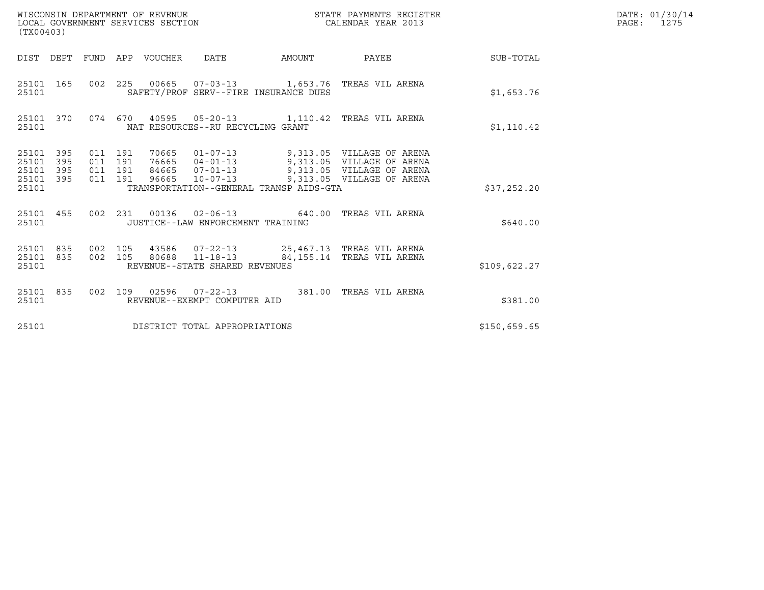WISCONSIN DEPARTMENT OF REVENUE
LOCAL GOVERNMENT SERVICES SECTION
(TX00403)

STATE PAYMENTS REGISTER
CALENDAR YEAR 2013

DATE: 01/30/14
PAGE: 1275

| DIST | DEPT | FUND | APP | VOUCHER | DATE | AMOUNT | PAYEE | SUB-TOTAL |
|---|---|---|---|---|---|---|---|---|
| 25101 | 165 | 002 | 225 | 00665 | 07-03-13 | 1,653.76 | TREAS VIL ARENA | |
| 25101 | | | | SAFETY/PROF SERV--FIRE INSURANCE DUES | | | | $1,653.76 |
| 25101 | 370 | 074 | 670 | 40595 | 05-20-13 | 1,110.42 | TREAS VIL ARENA | |
| 25101 | | | | NAT RESOURCES--RU RECYCLING GRANT | | | | $1,110.42 |
| 25101 | 395 | 011 | 191 | 70665 | 01-07-13 | 9,313.05 | VILLAGE OF ARENA | |
| 25101 | 395 | 011 | 191 | 76665 | 04-01-13 | 9,313.05 | VILLAGE OF ARENA | |
| 25101 | 395 | 011 | 191 | 84665 | 07-01-13 | 9,313.05 | VILLAGE OF ARENA | |
| 25101 | 395 | 011 | 191 | 96665 | 10-07-13 | 9,313.05 | VILLAGE OF ARENA | |
| 25101 | | | | TRANSPORTATION--GENERAL TRANSP AIDS-GTA | | | | $37,252.20 |
| 25101 | 455 | 002 | 231 | 00136 | 02-06-13 | 640.00 | TREAS VIL ARENA | |
| 25101 | | | | JUSTICE--LAW ENFORCEMENT TRAINING | | | | $640.00 |
| 25101 | 835 | 002 | 105 | 43586 | 07-22-13 | 25,467.13 | TREAS VIL ARENA | |
| 25101 | 835 | 002 | 105 | 80688 | 11-18-13 | 84,155.14 | TREAS VIL ARENA | |
| 25101 | | | | REVENUE--STATE SHARED REVENUES | | | | $109,622.27 |
| 25101 | 835 | 002 | 109 | 02596 | 07-22-13 | 381.00 | TREAS VIL ARENA | |
| 25101 | | | | REVENUE--EXEMPT COMPUTER AID | | | | $381.00 |
| 25101 | | | | DISTRICT TOTAL APPROPRIATIONS | | | | $150,659.65 |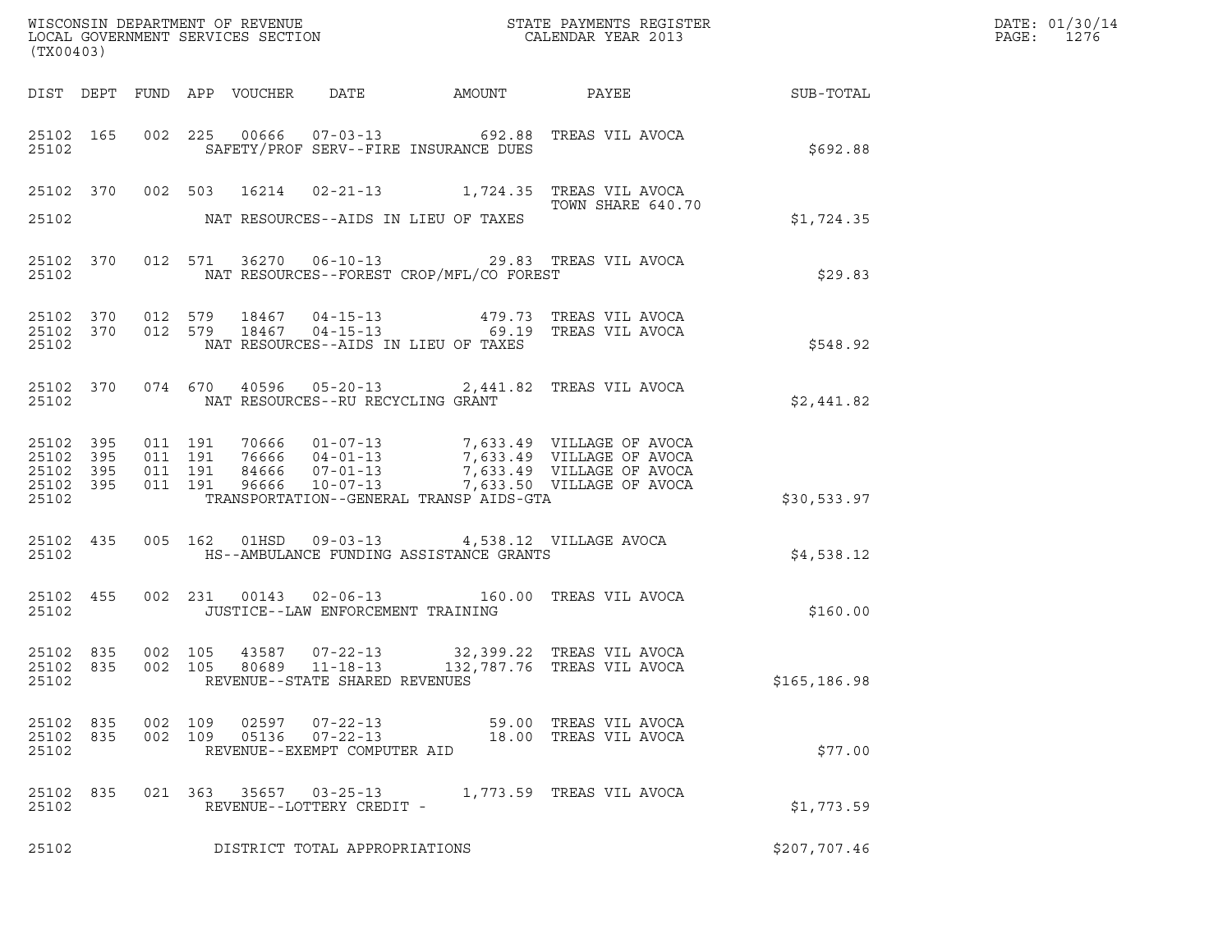WISCONSIN DEPARTMENT OF REVENUE
LOCAL GOVERNMENT SERVICES SECTION
(TX00403)

STATE PAYMENTS REGISTER
CALENDAR YEAR 2013

DATE: 01/30/14
PAGE: 1276

| DIST | DEPT | FUND | APP | VOUCHER | DATE | AMOUNT | PAYEE | SUB-TOTAL |
|---|---|---|---|---|---|---|---|---|
| 25102 | 165 | 002 | 225 | 00666 | 07-03-13 | 692.88 | TREAS VIL AVOCA | |
| 25102 | | | | SAFETY/PROF SERV--FIRE INSURANCE DUES | | | | $692.88 |
| 25102 | 370 | 002 | 503 | 16214 | 02-21-13 | 1,724.35 | TREAS VIL AVOCA TOWN SHARE 640.70 | |
| 25102 | | | | NAT RESOURCES--AIDS IN LIEU OF TAXES | | | | $1,724.35 |
| 25102 | 370 | 012 | 571 | 36270 | 06-10-13 | 29.83 | TREAS VIL AVOCA | |
| 25102 | | | | NAT RESOURCES--FOREST CROP/MFL/CO FOREST | | | | $29.83 |
| 25102 | 370 | 012 | 579 | 18467 | 04-15-13 | 479.73 | TREAS VIL AVOCA | |
| 25102 | 370 | 012 | 579 | 18467 | 04-15-13 | 69.19 | TREAS VIL AVOCA | |
| 25102 | | | | NAT RESOURCES--AIDS IN LIEU OF TAXES | | | | $548.92 |
| 25102 | 370 | 074 | 670 | 40596 | 05-20-13 | 2,441.82 | TREAS VIL AVOCA | |
| 25102 | | | | NAT RESOURCES--RU RECYCLING GRANT | | | | $2,441.82 |
| 25102 | 395 | 011 | 191 | 70666 | 01-07-13 | 7,633.49 | VILLAGE OF AVOCA | |
| 25102 | 395 | 011 | 191 | 76666 | 04-01-13 | 7,633.49 | VILLAGE OF AVOCA | |
| 25102 | 395 | 011 | 191 | 84666 | 07-01-13 | 7,633.49 | VILLAGE OF AVOCA | |
| 25102 | 395 | 011 | 191 | 96666 | 10-07-13 | 7,633.50 | VILLAGE OF AVOCA | |
| 25102 | | | | TRANSPORTATION--GENERAL TRANSP AIDS-GTA | | | | $30,533.97 |
| 25102 | 435 | 005 | 162 | 01HSD | 09-03-13 | 4,538.12 | VILLAGE AVOCA | |
| 25102 | | | | HS--AMBULANCE FUNDING ASSISTANCE GRANTS | | | | $4,538.12 |
| 25102 | 455 | 002 | 231 | 00143 | 02-06-13 | 160.00 | TREAS VIL AVOCA | |
| 25102 | | | | JUSTICE--LAW ENFORCEMENT TRAINING | | | | $160.00 |
| 25102 | 835 | 002 | 105 | 43587 | 07-22-13 | 32,399.22 | TREAS VIL AVOCA | |
| 25102 | 835 | 002 | 105 | 80689 | 11-18-13 | 132,787.76 | TREAS VIL AVOCA | |
| 25102 | | | | REVENUE--STATE SHARED REVENUES | | | | $165,186.98 |
| 25102 | 835 | 002 | 109 | 02597 | 07-22-13 | 59.00 | TREAS VIL AVOCA | |
| 25102 | 835 | 002 | 109 | 05136 | 07-22-13 | 18.00 | TREAS VIL AVOCA | |
| 25102 | | | | REVENUE--EXEMPT COMPUTER AID | | | | $77.00 |
| 25102 | 835 | 021 | 363 | 35657 | 03-25-13 | 1,773.59 | TREAS VIL AVOCA | |
| 25102 | | | | REVENUE--LOTTERY CREDIT - | | | | $1,773.59 |
| 25102 | | | | DISTRICT TOTAL APPROPRIATIONS | | | | $207,707.46 |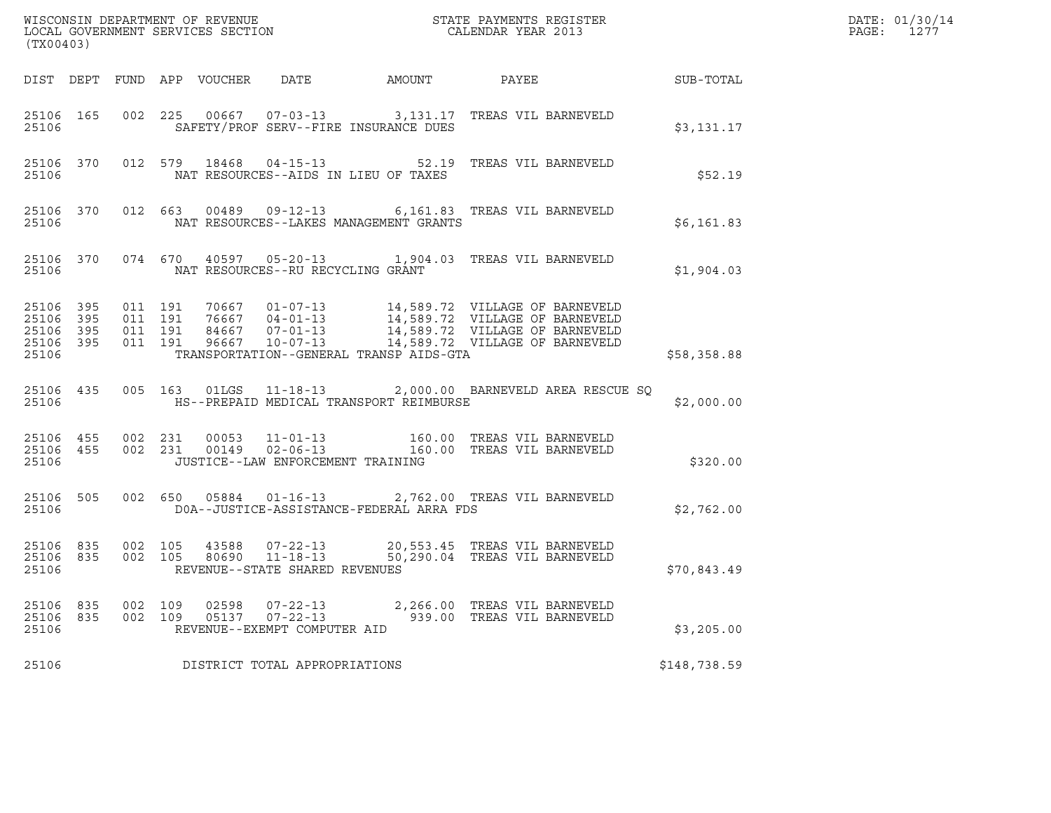WISCONSIN DEPARTMENT OF REVENUE
LOCAL GOVERNMENT SERVICES SECTION
(TX00403)

STATE PAYMENTS REGISTER
CALENDAR YEAR 2013

DATE: 01/30/14
PAGE: 1277

| DIST | DEPT | FUND | APP | VOUCHER | DATE | AMOUNT | PAYEE | SUB-TOTAL |
|---|---|---|---|---|---|---|---|---|
| 25106 | 165 | 002 | 225 | 00667 | 07-03-13 | 3,131.17 | TREAS VIL BARNEVELD | |
| 25106 | | | | | SAFETY/PROF SERV--FIRE INSURANCE DUES | | | $3,131.17 |
| 25106 | 370 | 012 | 579 | 18468 | 04-15-13 | 52.19 | TREAS VIL BARNEVELD | |
| 25106 | | | | | NAT RESOURCES--AIDS IN LIEU OF TAXES | | | $52.19 |
| 25106 | 370 | 012 | 663 | 00489 | 09-12-13 | 6,161.83 | TREAS VIL BARNEVELD | |
| 25106 | | | | | NAT RESOURCES--LAKES MANAGEMENT GRANTS | | | $6,161.83 |
| 25106 | 370 | 074 | 670 | 40597 | 05-20-13 | 1,904.03 | TREAS VIL BARNEVELD | |
| 25106 | | | | | NAT RESOURCES--RU RECYCLING GRANT | | | $1,904.03 |
| 25106 | 395 | 011 | 191 | 70667 | 01-07-13 | 14,589.72 | VILLAGE OF BARNEVELD | |
| 25106 | 395 | 011 | 191 | 76667 | 04-01-13 | 14,589.72 | VILLAGE OF BARNEVELD | |
| 25106 | 395 | 011 | 191 | 84667 | 07-01-13 | 14,589.72 | VILLAGE OF BARNEVELD | |
| 25106 | 395 | 011 | 191 | 96667 | 10-07-13 | 14,589.72 | VILLAGE OF BARNEVELD | |
| 25106 | | | | | TRANSPORTATION--GENERAL TRANSP AIDS-GTA | | | $58,358.88 |
| 25106 | 435 | 005 | 163 | 01LGS | 11-18-13 | 2,000.00 | BARNEVELD AREA RESCUE SQ | |
| 25106 | | | | | HS--PREPAID MEDICAL TRANSPORT REIMBURSE | | | $2,000.00 |
| 25106 | 455 | 002 | 231 | 00053 | 11-01-13 | 160.00 | TREAS VIL BARNEVELD | |
| 25106 | 455 | 002 | 231 | 00149 | 02-06-13 | 160.00 | TREAS VIL BARNEVELD | |
| 25106 | | | | | JUSTICE--LAW ENFORCEMENT TRAINING | | | $320.00 |
| 25106 | 505 | 002 | 650 | 05884 | 01-16-13 | 2,762.00 | TREAS VIL BARNEVELD | |
| 25106 | | | | | DOA--JUSTICE-ASSISTANCE-FEDERAL ARRA FDS | | | $2,762.00 |
| 25106 | 835 | 002 | 105 | 43588 | 07-22-13 | 20,553.45 | TREAS VIL BARNEVELD | |
| 25106 | 835 | 002 | 105 | 80690 | 11-18-13 | 50,290.04 | TREAS VIL BARNEVELD | |
| 25106 | | | | | REVENUE--STATE SHARED REVENUES | | | $70,843.49 |
| 25106 | 835 | 002 | 109 | 02598 | 07-22-13 | 2,266.00 | TREAS VIL BARNEVELD | |
| 25106 | 835 | 002 | 109 | 05137 | 07-22-13 | 939.00 | TREAS VIL BARNEVELD | |
| 25106 | | | | | REVENUE--EXEMPT COMPUTER AID | | | $3,205.00 |
| 25106 | | | | | DISTRICT TOTAL APPROPRIATIONS | | | $148,738.59 |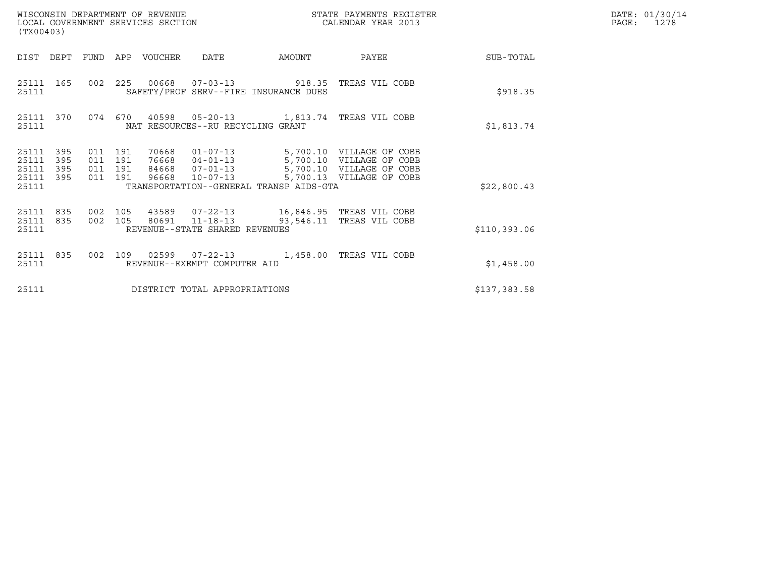WISCONSIN DEPARTMENT OF REVENUE
LOCAL GOVERNMENT SERVICES SECTION
(TX00403)

STATE PAYMENTS REGISTER
CALENDAR YEAR 2013

DATE: 01/30/14
PAGE: 1278

| DIST | DEPT | FUND | APP | VOUCHER | DATE | AMOUNT | PAYEE | SUB-TOTAL |
|---|---|---|---|---|---|---|---|---|
| 25111 | 165 | 002 | 225 | 00668 | 07-03-13 | 918.35 | TREAS VIL COBB | |
| 25111 | | | | SAFETY/PROF SERV--FIRE INSURANCE DUES | | | | $918.35 |
| 25111 | 370 | 074 | 670 | 40598 | 05-20-13 | 1,813.74 | TREAS VIL COBB | |
| 25111 | | | | NAT RESOURCES--RU RECYCLING GRANT | | | | $1,813.74 |
| 25111 | 395 | 011 | 191 | 70668 | 01-07-13 | 5,700.10 | VILLAGE OF COBB | |
| 25111 | 395 | 011 | 191 | 76668 | 04-01-13 | 5,700.10 | VILLAGE OF COBB | |
| 25111 | 395 | 011 | 191 | 84668 | 07-01-13 | 5,700.10 | VILLAGE OF COBB | |
| 25111 | 395 | 011 | 191 | 96668 | 10-07-13 | 5,700.13 | VILLAGE OF COBB | |
| 25111 | | | | TRANSPORTATION--GENERAL TRANSP AIDS-GTA | | | | $22,800.43 |
| 25111 | 835 | 002 | 105 | 43589 | 07-22-13 | 16,846.95 | TREAS VIL COBB | |
| 25111 | 835 | 002 | 105 | 80691 | 11-18-13 | 93,546.11 | TREAS VIL COBB | |
| 25111 | | | | REVENUE--STATE SHARED REVENUES | | | | $110,393.06 |
| 25111 | 835 | 002 | 109 | 02599 | 07-22-13 | 1,458.00 | TREAS VIL COBB | |
| 25111 | | | | REVENUE--EXEMPT COMPUTER AID | | | | $1,458.00 |
| 25111 | | | | DISTRICT TOTAL APPROPRIATIONS | | | | $137,383.58 |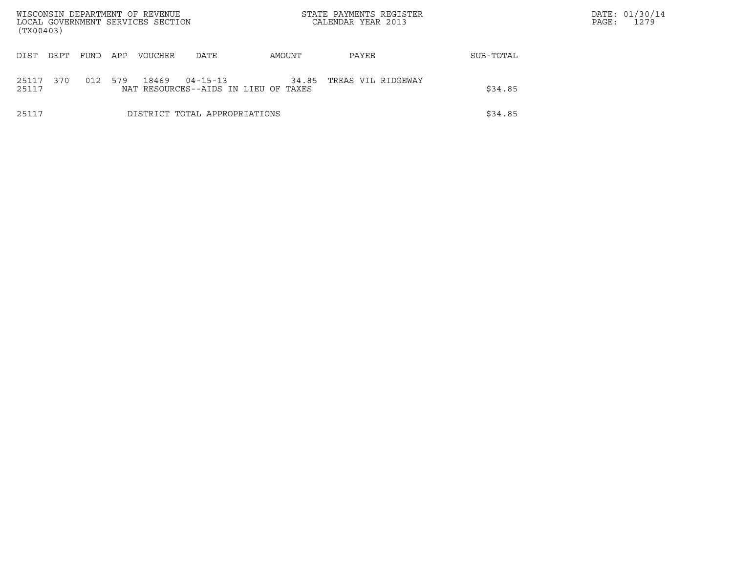| DIST | DEPT | FUND | APP | VOUCHER | DATE | AMOUNT | PAYEE | SUB-TOTAL |
|---|---|---|---|---|---|---|---|---|
| 25117 | 370 | 012 | 579 | 18469 | 04-15-13 | 34.85 | TREAS VIL RIDGEWAY | |
| 25117 | | | | NAT RESOURCES--AIDS IN LIEU OF TAXES | | | | $34.85 |
| 25117 | | | | DISTRICT TOTAL APPROPRIATIONS | | | | $34.85 |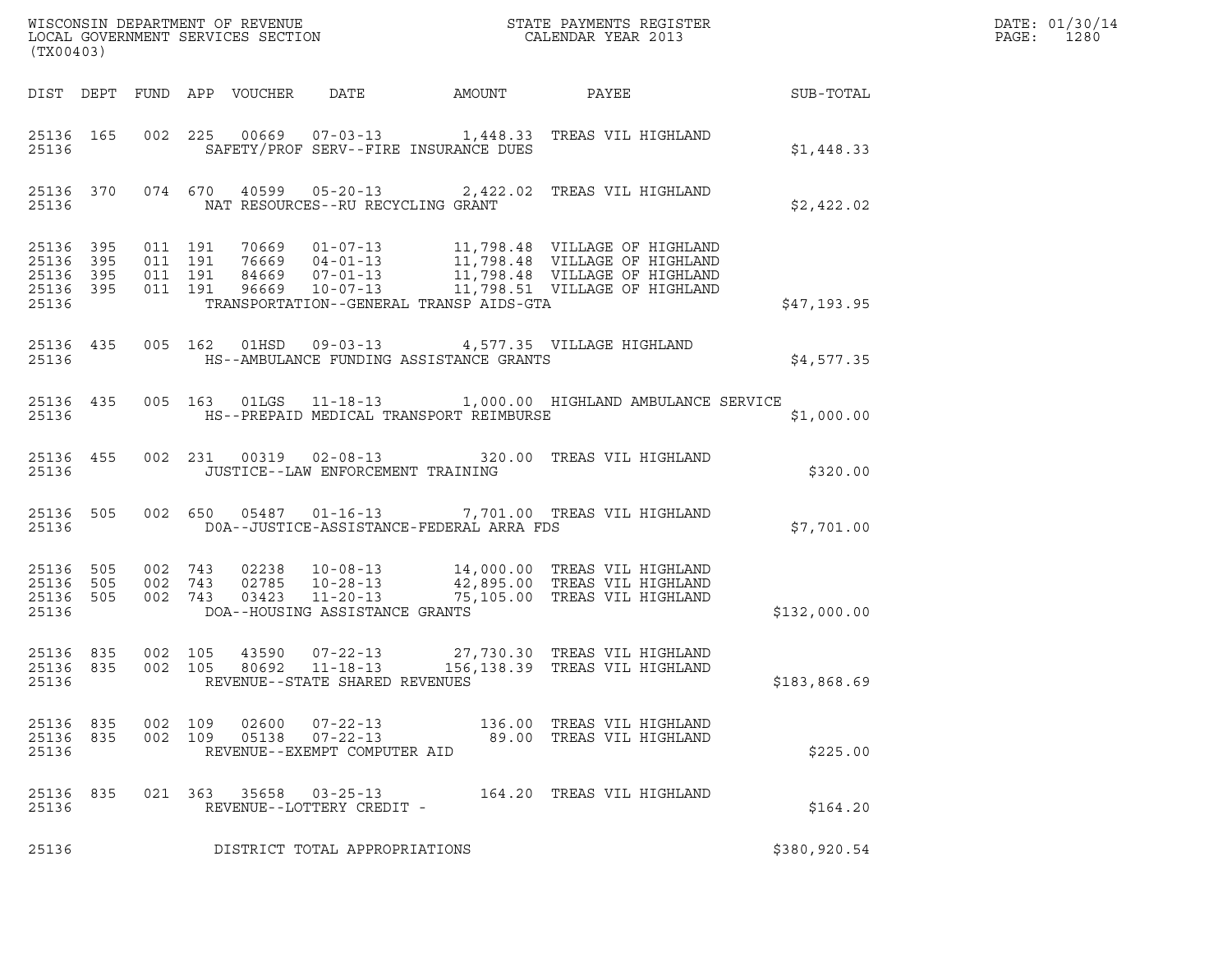WISCONSIN DEPARTMENT OF REVENUE
LOCAL GOVERNMENT SERVICES SECTION
(TX00403)

STATE PAYMENTS REGISTER
CALENDAR YEAR 2013

DATE: 01/30/14

| DIST | DEPT | FUND | APP | VOUCHER | DATE | AMOUNT | PAYEE | SUB-TOTAL |
|---|---|---|---|---|---|---|---|---|
| 25136 | 165 | 002 | 225 | 00669 | 07-03-13 | 1,448.33 | TREAS VIL HIGHLAND | |
| 25136 | | | | SAFETY/PROF SERV--FIRE INSURANCE DUES | | | | $1,448.33 |
| 25136 | 370 | 074 | 670 | 40599 | 05-20-13 | 2,422.02 | TREAS VIL HIGHLAND | |
| 25136 | | | | NAT RESOURCES--RU RECYCLING GRANT | | | | $2,422.02 |
| 25136 | 395 | 011 | 191 | 70669 | 01-07-13 | 11,798.48 | VILLAGE OF HIGHLAND | |
| 25136 | 395 | 011 | 191 | 76669 | 04-01-13 | 11,798.48 | VILLAGE OF HIGHLAND | |
| 25136 | 395 | 011 | 191 | 84669 | 07-01-13 | 11,798.48 | VILLAGE OF HIGHLAND | |
| 25136 | 395 | 011 | 191 | 96669 | 10-07-13 | 11,798.51 | VILLAGE OF HIGHLAND | |
| 25136 | | | | TRANSPORTATION--GENERAL TRANSP AIDS-GTA | | | | $47,193.95 |
| 25136 | 435 | 005 | 162 | 01HSD | 09-03-13 | 4,577.35 | VILLAGE HIGHLAND | |
| 25136 | | | | HS--AMBULANCE FUNDING ASSISTANCE GRANTS | | | | $4,577.35 |
| 25136 | 435 | 005 | 163 | 01LGS | 11-18-13 | 1,000.00 | HIGHLAND AMBULANCE SERVICE | |
| 25136 | | | | HS--PREPAID MEDICAL TRANSPORT REIMBURSE | | | | $1,000.00 |
| 25136 | 455 | 002 | 231 | 00319 | 02-08-13 | 320.00 | TREAS VIL HIGHLAND | |
| 25136 | | | | JUSTICE--LAW ENFORCEMENT TRAINING | | | | $320.00 |
| 25136 | 505 | 002 | 650 | 05487 | 01-16-13 | 7,701.00 | TREAS VIL HIGHLAND | |
| 25136 | | | | DOA--JUSTICE-ASSISTANCE-FEDERAL ARRA FDS | | | | $7,701.00 |
| 25136 | 505 | 002 | 743 | 02238 | 10-08-13 | 14,000.00 | TREAS VIL HIGHLAND | |
| 25136 | 505 | 002 | 743 | 02785 | 10-28-13 | 42,895.00 | TREAS VIL HIGHLAND | |
| 25136 | 505 | 002 | 743 | 03423 | 11-20-13 | 75,105.00 | TREAS VIL HIGHLAND | |
| 25136 | | | | DOA--HOUSING ASSISTANCE GRANTS | | | | $132,000.00 |
| 25136 | 835 | 002 | 105 | 43590 | 07-22-13 | 27,730.30 | TREAS VIL HIGHLAND | |
| 25136 | 835 | 002 | 105 | 80692 | 11-18-13 | 156,138.39 | TREAS VIL HIGHLAND | |
| 25136 | | | | REVENUE--STATE SHARED REVENUES | | | | $183,868.69 |
| 25136 | 835 | 002 | 109 | 02600 | 07-22-13 | 136.00 | TREAS VIL HIGHLAND | |
| 25136 | 835 | 002 | 109 | 05138 | 07-22-13 | 89.00 | TREAS VIL HIGHLAND | |
| 25136 | | | | REVENUE--EXEMPT COMPUTER AID | | | | $225.00 |
| 25136 | 835 | 021 | 363 | 35658 | 03-25-13 | 164.20 | TREAS VIL HIGHLAND | |
| 25136 | | | | REVENUE--LOTTERY CREDIT - | | | | $164.20 |
| 25136 | | | | DISTRICT TOTAL APPROPRIATIONS | | | | $380,920.54 |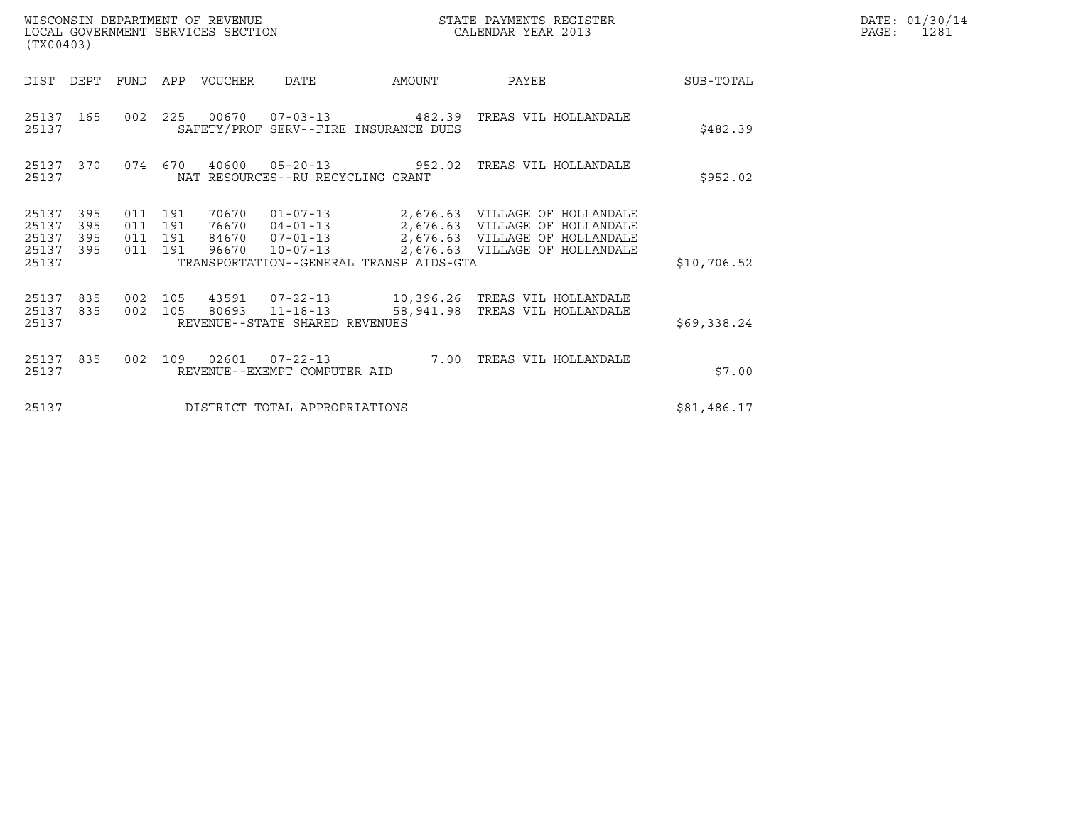WISCONSIN DEPARTMENT OF REVENUE
LOCAL GOVERNMENT SERVICES SECTION
(TX00403)

STATE PAYMENTS REGISTER
CALENDAR YEAR 2013

DATE: 01/30/14
PAGE: 1281

| DIST | DEPT | FUND | APP | VOUCHER | DATE | AMOUNT | PAYEE | SUB-TOTAL |
|---|---|---|---|---|---|---|---|---|
| 25137 | 165 | 002 | 225 | 00670 | 07-03-13 | 482.39 | TREAS VIL HOLLANDALE | |
| 25137 | | | | SAFETY/PROF SERV--FIRE INSURANCE DUES | | | | $482.39 |
| 25137 | 370 | 074 | 670 | 40600 | 05-20-13 | 952.02 | TREAS VIL HOLLANDALE | |
| 25137 | | | | NAT RESOURCES--RU RECYCLING GRANT | | | | $952.02 |
| 25137 | 395 | 011 | 191 | 70670 | 01-07-13 | 2,676.63 | VILLAGE OF HOLLANDALE | |
| 25137 | 395 | 011 | 191 | 76670 | 04-01-13 | 2,676.63 | VILLAGE OF HOLLANDALE | |
| 25137 | 395 | 011 | 191 | 84670 | 07-01-13 | 2,676.63 | VILLAGE OF HOLLANDALE | |
| 25137 | 395 | 011 | 191 | 96670 | 10-07-13 | 2,676.63 | VILLAGE OF HOLLANDALE | |
| 25137 | | | | TRANSPORTATION--GENERAL TRANSP AIDS-GTA | | | | $10,706.52 |
| 25137 | 835 | 002 | 105 | 43591 | 07-22-13 | 10,396.26 | TREAS VIL HOLLANDALE | |
| 25137 | 835 | 002 | 105 | 80693 | 11-18-13 | 58,941.98 | TREAS VIL HOLLANDALE | |
| 25137 | | | | REVENUE--STATE SHARED REVENUES | | | | $69,338.24 |
| 25137 | 835 | 002 | 109 | 02601 | 07-22-13 | 7.00 | TREAS VIL HOLLANDALE | |
| 25137 | | | | REVENUE--EXEMPT COMPUTER AID | | | | $7.00 |
| 25137 | | | | DISTRICT TOTAL APPROPRIATIONS | | | | $81,486.17 |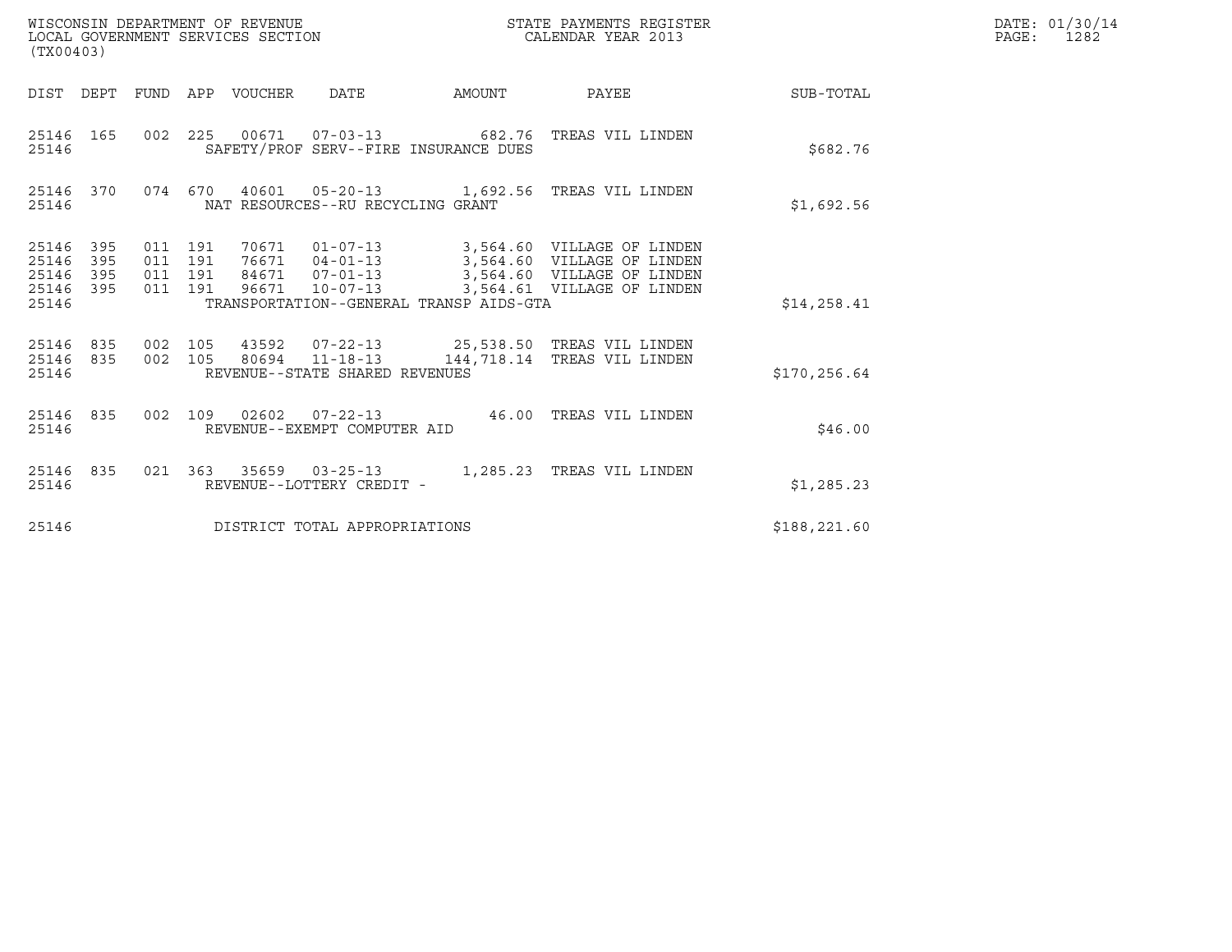WISCONSIN DEPARTMENT OF REVENUE
LOCAL GOVERNMENT SERVICES SECTION
(TX00403)

STATE PAYMENTS REGISTER
CALENDAR YEAR 2013

DATE: 01/30/14
PAGE: 1282

| DIST | DEPT | FUND | APP | VOUCHER | DATE | AMOUNT | PAYEE | SUB-TOTAL |
|---|---|---|---|---|---|---|---|---|
| 25146 | 165 | 002 | 225 | 00671 | 07-03-13 | 682.76 | TREAS VIL LINDEN | |
| 25146 | | | | SAFETY/PROF SERV--FIRE INSURANCE DUES | | | | $682.76 |
| 25146 | 370 | 074 | 670 | 40601 | 05-20-13 | 1,692.56 | TREAS VIL LINDEN | |
| 25146 | | | | NAT RESOURCES--RU RECYCLING GRANT | | | | $1,692.56 |
| 25146 | 395 | 011 | 191 | 70671 | 01-07-13 | 3,564.60 | VILLAGE OF LINDEN | |
| 25146 | 395 | 011 | 191 | 76671 | 04-01-13 | 3,564.60 | VILLAGE OF LINDEN | |
| 25146 | 395 | 011 | 191 | 84671 | 07-01-13 | 3,564.60 | VILLAGE OF LINDEN | |
| 25146 | 395 | 011 | 191 | 96671 | 10-07-13 | 3,564.61 | VILLAGE OF LINDEN | |
| 25146 | | | | TRANSPORTATION--GENERAL TRANSP AIDS-GTA | | | | $14,258.41 |
| 25146 | 835 | 002 | 105 | 43592 | 07-22-13 | 25,538.50 | TREAS VIL LINDEN | |
| 25146 | 835 | 002 | 105 | 80694 | 11-18-13 | 144,718.14 | TREAS VIL LINDEN | |
| 25146 | | | | REVENUE--STATE SHARED REVENUES | | | | $170,256.64 |
| 25146 | 835 | 002 | 109 | 02602 | 07-22-13 | 46.00 | TREAS VIL LINDEN | |
| 25146 | | | | REVENUE--EXEMPT COMPUTER AID | | | | $46.00 |
| 25146 | 835 | 021 | 363 | 35659 | 03-25-13 | 1,285.23 | TREAS VIL LINDEN | |
| 25146 | | | | REVENUE--LOTTERY CREDIT - | | | | $1,285.23 |
| 25146 | | | | DISTRICT TOTAL APPROPRIATIONS | | | | $188,221.60 |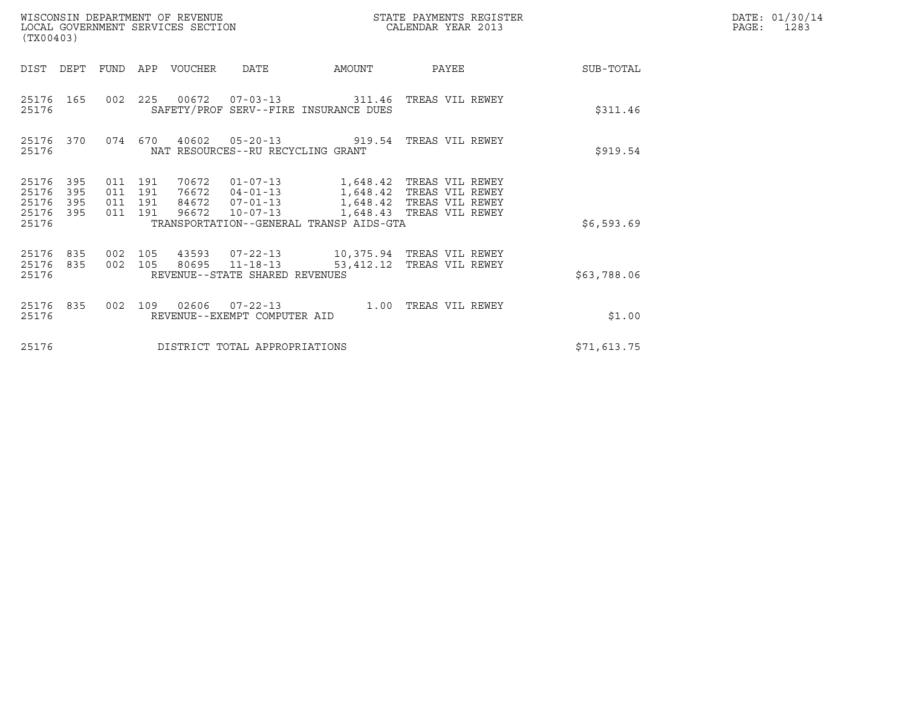WISCONSIN DEPARTMENT OF REVENUE
LOCAL GOVERNMENT SERVICES SECTION
(TX00403)

STATE PAYMENTS REGISTER
CALENDAR YEAR 2013

DATE: 01/30/14
PAGE: 1283

| DIST | DEPT | FUND | APP | VOUCHER | DATE | AMOUNT | PAYEE | SUB-TOTAL |
|---|---|---|---|---|---|---|---|---|
| 25176 | 165 | 002 | 225 | 00672 | 07-03-13 | 311.46 | TREAS VIL REWEY | |
| 25176 | | | | SAFETY/PROF SERV--FIRE INSURANCE DUES | | | | $311.46 |
| 25176 | 370 | 074 | 670 | 40602 | 05-20-13 | 919.54 | TREAS VIL REWEY | |
| 25176 | | | | NAT RESOURCES--RU RECYCLING GRANT | | | | $919.54 |
| 25176 | 395 | 011 | 191 | 70672 | 01-07-13 | 1,648.42 | TREAS VIL REWEY | |
| 25176 | 395 | 011 | 191 | 76672 | 04-01-13 | 1,648.42 | TREAS VIL REWEY | |
| 25176 | 395 | 011 | 191 | 84672 | 07-01-13 | 1,648.42 | TREAS VIL REWEY | |
| 25176 | 395 | 011 | 191 | 96672 | 10-07-13 | 1,648.43 | TREAS VIL REWEY | |
| 25176 | | | | TRANSPORTATION--GENERAL TRANSP AIDS-GTA | | | | $6,593.69 |
| 25176 | 835 | 002 | 105 | 43593 | 07-22-13 | 10,375.94 | TREAS VIL REWEY | |
| 25176 | 835 | 002 | 105 | 80695 | 11-18-13 | 53,412.12 | TREAS VIL REWEY | |
| 25176 | | | | REVENUE--STATE SHARED REVENUES | | | | $63,788.06 |
| 25176 | 835 | 002 | 109 | 02606 | 07-22-13 | 1.00 | TREAS VIL REWEY | |
| 25176 | | | | REVENUE--EXEMPT COMPUTER AID | | | | $1.00 |
| 25176 | | | | DISTRICT TOTAL APPROPRIATIONS | | | | $71,613.75 |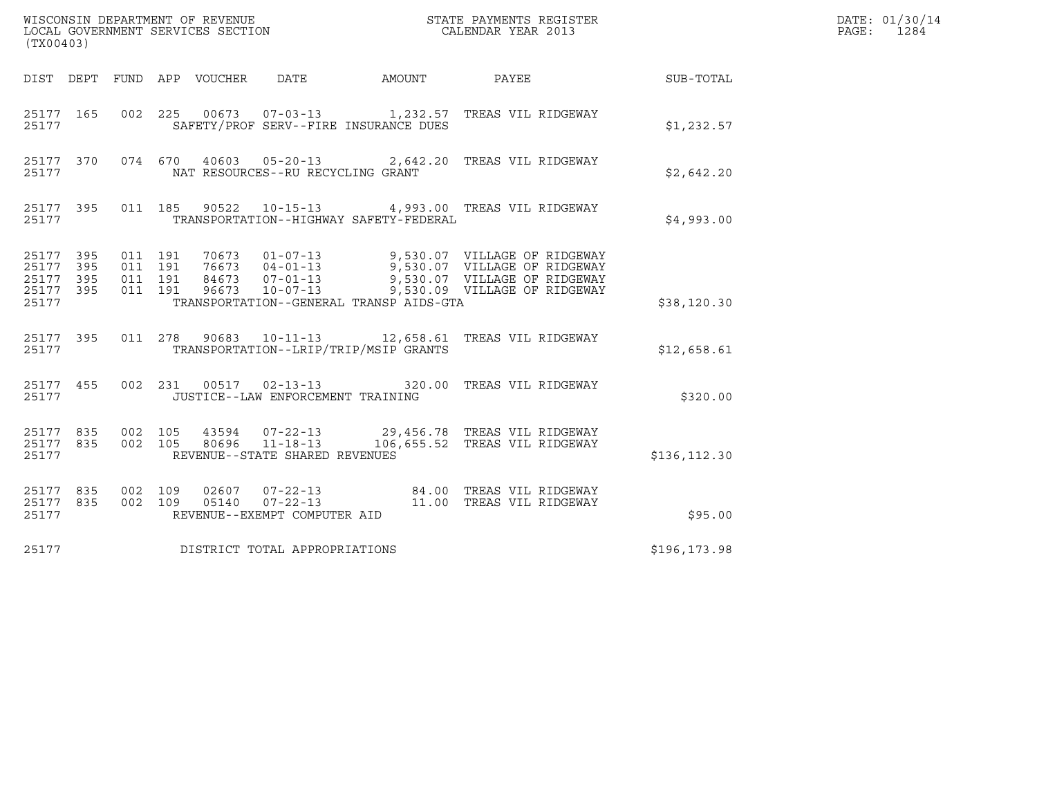WISCONSIN DEPARTMENT OF REVENUE
LOCAL GOVERNMENT SERVICES SECTION
(TX00403)

STATE PAYMENTS REGISTER
CALENDAR YEAR 2013

DATE: 01/30/14
PAGE: 1284

| DIST | DEPT | FUND | APP | VOUCHER | DATE | AMOUNT | PAYEE | SUB-TOTAL |
|---|---|---|---|---|---|---|---|---|
| 25177 | 165 | 002 | 225 | 00673 | 07-03-13 | 1,232.57 | TREAS VIL RIDGEWAY | |
| 25177 | | | | SAFETY/PROF SERV--FIRE INSURANCE DUES | | | | $1,232.57 |
| 25177 | 370 | 074 | 670 | 40603 | 05-20-13 | 2,642.20 | TREAS VIL RIDGEWAY | |
| 25177 | | | | NAT RESOURCES--RU RECYCLING GRANT | | | | $2,642.20 |
| 25177 | 395 | 011 | 185 | 90522 | 10-15-13 | 4,993.00 | TREAS VIL RIDGEWAY | |
| 25177 | | | | TRANSPORTATION--HIGHWAY SAFETY-FEDERAL | | | | $4,993.00 |
| 25177 | 395 | 011 | 191 | 70673 | 01-07-13 | 9,530.07 | VILLAGE OF RIDGEWAY | |
| 25177 | 395 | 011 | 191 | 76673 | 04-01-13 | 9,530.07 | VILLAGE OF RIDGEWAY | |
| 25177 | 395 | 011 | 191 | 84673 | 07-01-13 | 9,530.07 | VILLAGE OF RIDGEWAY | |
| 25177 | 395 | 011 | 191 | 96673 | 10-07-13 | 9,530.09 | VILLAGE OF RIDGEWAY | |
| 25177 | | | | TRANSPORTATION--GENERAL TRANSP AIDS-GTA | | | | $38,120.30 |
| 25177 | 395 | 011 | 278 | 90683 | 10-11-13 | 12,658.61 | TREAS VIL RIDGEWAY | |
| 25177 | | | | TRANSPORTATION--LRIP/TRIP/MSIP GRANTS | | | | $12,658.61 |
| 25177 | 455 | 002 | 231 | 00517 | 02-13-13 | 320.00 | TREAS VIL RIDGEWAY | |
| 25177 | | | | JUSTICE--LAW ENFORCEMENT TRAINING | | | | $320.00 |
| 25177 | 835 | 002 | 105 | 43594 | 07-22-13 | 29,456.78 | TREAS VIL RIDGEWAY | |
| 25177 | 835 | 002 | 105 | 80696 | 11-18-13 | 106,655.52 | TREAS VIL RIDGEWAY | |
| 25177 | | | | REVENUE--STATE SHARED REVENUES | | | | $136,112.30 |
| 25177 | 835 | 002 | 109 | 02607 | 07-22-13 | 84.00 | TREAS VIL RIDGEWAY | |
| 25177 | 835 | 002 | 109 | 05140 | 07-22-13 | 11.00 | TREAS VIL RIDGEWAY | |
| 25177 | | | | REVENUE--EXEMPT COMPUTER AID | | | | $95.00 |
| 25177 | | | | DISTRICT TOTAL APPROPRIATIONS | | | | $196,173.98 |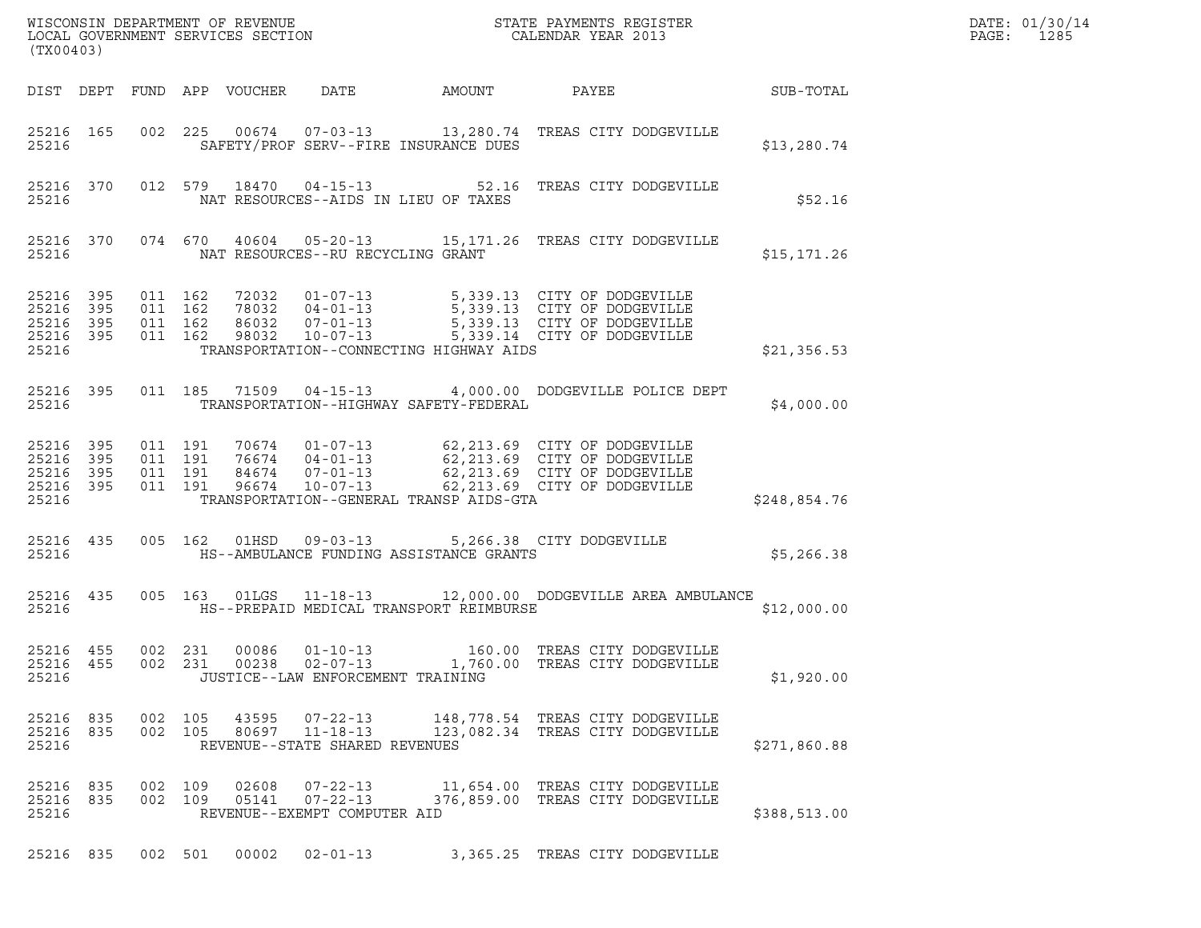WISCONSIN DEPARTMENT OF REVENUE
LOCAL GOVERNMENT SERVICES SECTION
(TX00403)

STATE PAYMENTS REGISTER
CALENDAR YEAR 2013

DATE: 01/30/14
PAGE: 1285

| DIST | DEPT | FUND | APP | VOUCHER | DATE | AMOUNT | PAYEE | SUB-TOTAL |
|---|---|---|---|---|---|---|---|---|
| 25216 | 165 | 002 | 225 | 00674 | 07-03-13 | 13,280.74 | TREAS CITY DODGEVILLE | |
| 25216 | | | | SAFETY/PROF SERV--FIRE INSURANCE DUES | | | | $13,280.74 |
| 25216 | 370 | 012 | 579 | 18470 | 04-15-13 | 52.16 | TREAS CITY DODGEVILLE | |
| 25216 | | | | NAT RESOURCES--AIDS IN LIEU OF TAXES | | | | $52.16 |
| 25216 | 370 | 074 | 670 | 40604 | 05-20-13 | 15,171.26 | TREAS CITY DODGEVILLE | |
| 25216 | | | | NAT RESOURCES--RU RECYCLING GRANT | | | | $15,171.26 |
| 25216 | 395 | 011 | 162 | 72032 | 01-07-13 | 5,339.13 | CITY OF DODGEVILLE | |
| 25216 | 395 | 011 | 162 | 78032 | 04-01-13 | 5,339.13 | CITY OF DODGEVILLE | |
| 25216 | 395 | 011 | 162 | 86032 | 07-01-13 | 5,339.13 | CITY OF DODGEVILLE | |
| 25216 | 395 | 011 | 162 | 98032 | 10-07-13 | 5,339.14 | CITY OF DODGEVILLE | |
| 25216 | | | | TRANSPORTATION--CONNECTING HIGHWAY AIDS | | | | $21,356.53 |
| 25216 | 395 | 011 | 185 | 71509 | 04-15-13 | 4,000.00 | DODGEVILLE POLICE DEPT | |
| 25216 | | | | TRANSPORTATION--HIGHWAY SAFETY-FEDERAL | | | | $4,000.00 |
| 25216 | 395 | 011 | 191 | 70674 | 01-07-13 | 62,213.69 | CITY OF DODGEVILLE | |
| 25216 | 395 | 011 | 191 | 76674 | 04-01-13 | 62,213.69 | CITY OF DODGEVILLE | |
| 25216 | 395 | 011 | 191 | 84674 | 07-01-13 | 62,213.69 | CITY OF DODGEVILLE | |
| 25216 | 395 | 011 | 191 | 96674 | 10-07-13 | 62,213.69 | CITY OF DODGEVILLE | |
| 25216 | | | | TRANSPORTATION--GENERAL TRANSP AIDS-GTA | | | | $248,854.76 |
| 25216 | 435 | 005 | 162 | 01HSD | 09-03-13 | 5,266.38 | CITY DODGEVILLE | |
| 25216 | | | | HS--AMBULANCE FUNDING ASSISTANCE GRANTS | | | | $5,266.38 |
| 25216 | 435 | 005 | 163 | 01LGS | 11-18-13 | 12,000.00 | DODGEVILLE AREA AMBULANCE | |
| 25216 | | | | HS--PREPAID MEDICAL TRANSPORT REIMBURSE | | | | $12,000.00 |
| 25216 | 455 | 002 | 231 | 00086 | 01-10-13 | 160.00 | TREAS CITY DODGEVILLE | |
| 25216 | 455 | 002 | 231 | 00238 | 02-07-13 | 1,760.00 | TREAS CITY DODGEVILLE | |
| 25216 | | | | JUSTICE--LAW ENFORCEMENT TRAINING | | | | $1,920.00 |
| 25216 | 835 | 002 | 105 | 43595 | 07-22-13 | 148,778.54 | TREAS CITY DODGEVILLE | |
| 25216 | 835 | 002 | 105 | 80697 | 11-18-13 | 123,082.34 | TREAS CITY DODGEVILLE | |
| 25216 | | | | REVENUE--STATE SHARED REVENUES | | | | $271,860.88 |
| 25216 | 835 | 002 | 109 | 02608 | 07-22-13 | 11,654.00 | TREAS CITY DODGEVILLE | |
| 25216 | 835 | 002 | 109 | 05141 | 07-22-13 | 376,859.00 | TREAS CITY DODGEVILLE | |
| 25216 | | | | REVENUE--EXEMPT COMPUTER AID | | | | $388,513.00 |
| 25216 | 835 | 002 | 501 | 00002 | 02-01-13 | 3,365.25 | TREAS CITY DODGEVILLE | |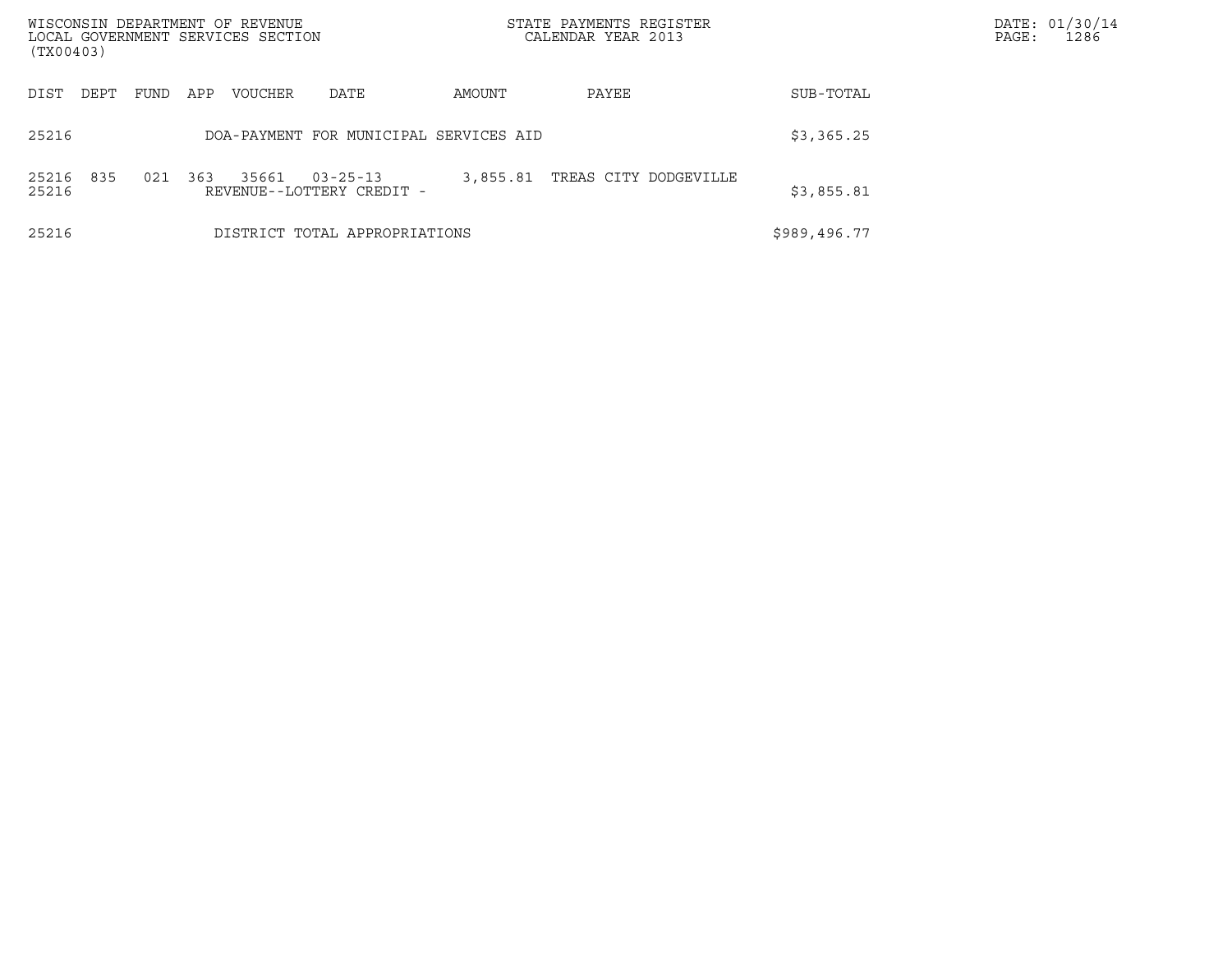| DIST | DEPT | FUND | APP | VOUCHER | DATE | AMOUNT | PAYEE | SUB-TOTAL |
|---|---|---|---|---|---|---|---|---|
| 25216 | | | | DOA-PAYMENT FOR MUNICIPAL SERVICES AID | | | | $3,365.25 |
| 25216 | 835 | 021 | 363 | 35661 | 03-25-13 | 3,855.81 | TREAS CITY DODGEVILLE | |
| 25216 | | | | REVENUE--LOTTERY CREDIT - | | | | $3,855.81 |
| 25216 | | | | DISTRICT TOTAL APPROPRIATIONS | | | | $989,496.77 |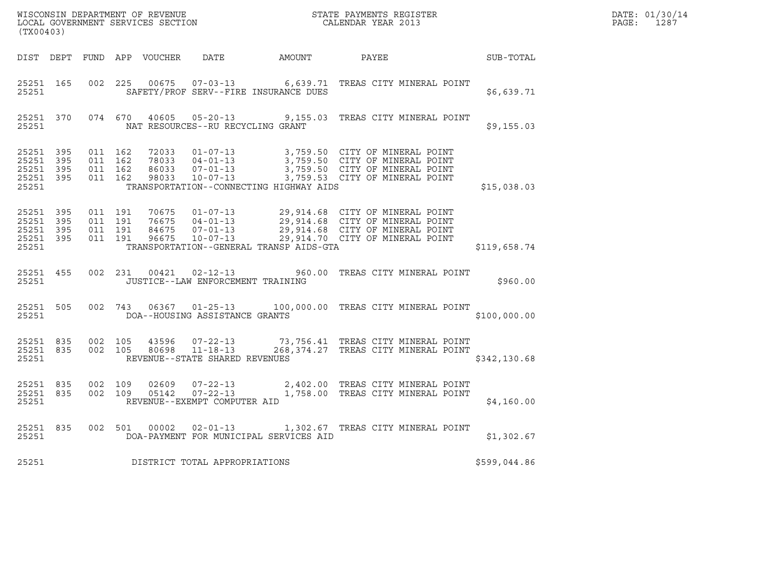WISCONSIN DEPARTMENT OF REVENUE
LOCAL GOVERNMENT SERVICES SECTION
(TX00403)

STATE PAYMENTS REGISTER
CALENDAR YEAR 2013

DATE: 01/30/14
PAGE: 1287

| DIST | DEPT | FUND | APP | VOUCHER | DATE | AMOUNT | PAYEE | SUB-TOTAL |
|---|---|---|---|---|---|---|---|---|
| 25251 | 165 | 002 | 225 | 00675 | 07-03-13 | 6,639.71 | TREAS CITY MINERAL POINT | |
| 25251 | | | | | SAFETY/PROF SERV--FIRE INSURANCE DUES | | | $6,639.71 |
| 25251 | 370 | 074 | 670 | 40605 | 05-20-13 | 9,155.03 | TREAS CITY MINERAL POINT | |
| 25251 | | | | | NAT RESOURCES--RU RECYCLING GRANT | | | $9,155.03 |
| 25251 | 395 | 011 | 162 | 72033 | 01-07-13 | 3,759.50 | CITY OF MINERAL POINT | |
| 25251 | 395 | 011 | 162 | 78033 | 04-01-13 | 3,759.50 | CITY OF MINERAL POINT | |
| 25251 | 395 | 011 | 162 | 86033 | 07-01-13 | 3,759.50 | CITY OF MINERAL POINT | |
| 25251 | 395 | 011 | 162 | 98033 | 10-07-13 | 3,759.53 | CITY OF MINERAL POINT | |
| 25251 | | | | | TRANSPORTATION--CONNECTING HIGHWAY AIDS | | | $15,038.03 |
| 25251 | 395 | 011 | 191 | 70675 | 01-07-13 | 29,914.68 | CITY OF MINERAL POINT | |
| 25251 | 395 | 011 | 191 | 76675 | 04-01-13 | 29,914.68 | CITY OF MINERAL POINT | |
| 25251 | 395 | 011 | 191 | 84675 | 07-01-13 | 29,914.68 | CITY OF MINERAL POINT | |
| 25251 | 395 | 011 | 191 | 96675 | 10-07-13 | 29,914.70 | CITY OF MINERAL POINT | |
| 25251 | | | | | TRANSPORTATION--GENERAL TRANSP AIDS-GTA | | | $119,658.74 |
| 25251 | 455 | 002 | 231 | 00421 | 02-12-13 | 960.00 | TREAS CITY MINERAL POINT | |
| 25251 | | | | | JUSTICE--LAW ENFORCEMENT TRAINING | | | $960.00 |
| 25251 | 505 | 002 | 743 | 06367 | 01-25-13 | 100,000.00 | TREAS CITY MINERAL POINT | |
| 25251 | | | | | DOA--HOUSING ASSISTANCE GRANTS | | | $100,000.00 |
| 25251 | 835 | 002 | 105 | 43596 | 07-22-13 | 73,756.41 | TREAS CITY MINERAL POINT | |
| 25251 | 835 | 002 | 105 | 80698 | 11-18-13 | 268,374.27 | TREAS CITY MINERAL POINT | |
| 25251 | | | | | REVENUE--STATE SHARED REVENUES | | | $342,130.68 |
| 25251 | 835 | 002 | 109 | 02609 | 07-22-13 | 2,402.00 | TREAS CITY MINERAL POINT | |
| 25251 | 835 | 002 | 109 | 05142 | 07-22-13 | 1,758.00 | TREAS CITY MINERAL POINT | |
| 25251 | | | | | REVENUE--EXEMPT COMPUTER AID | | | $4,160.00 |
| 25251 | 835 | 002 | 501 | 00002 | 02-01-13 | 1,302.67 | TREAS CITY MINERAL POINT | |
| 25251 | | | | | DOA-PAYMENT FOR MUNICIPAL SERVICES AID | | | $1,302.67 |
| 25251 | | | | | DISTRICT TOTAL APPROPRIATIONS | | | $599,044.86 |